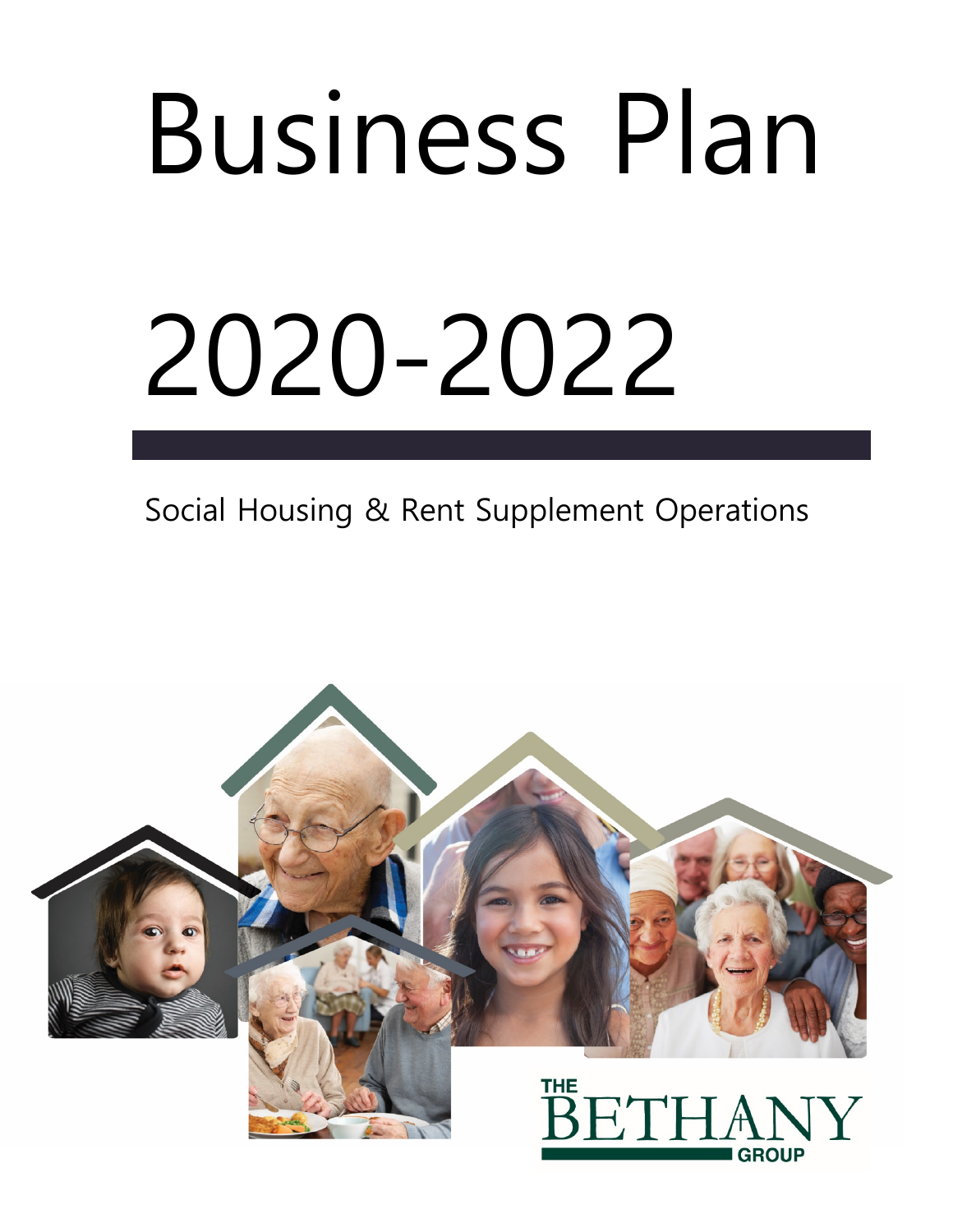# Business Plan

# 2020-2022

Social Housing & Rent Supplement Operations

THE BETHANY GROUP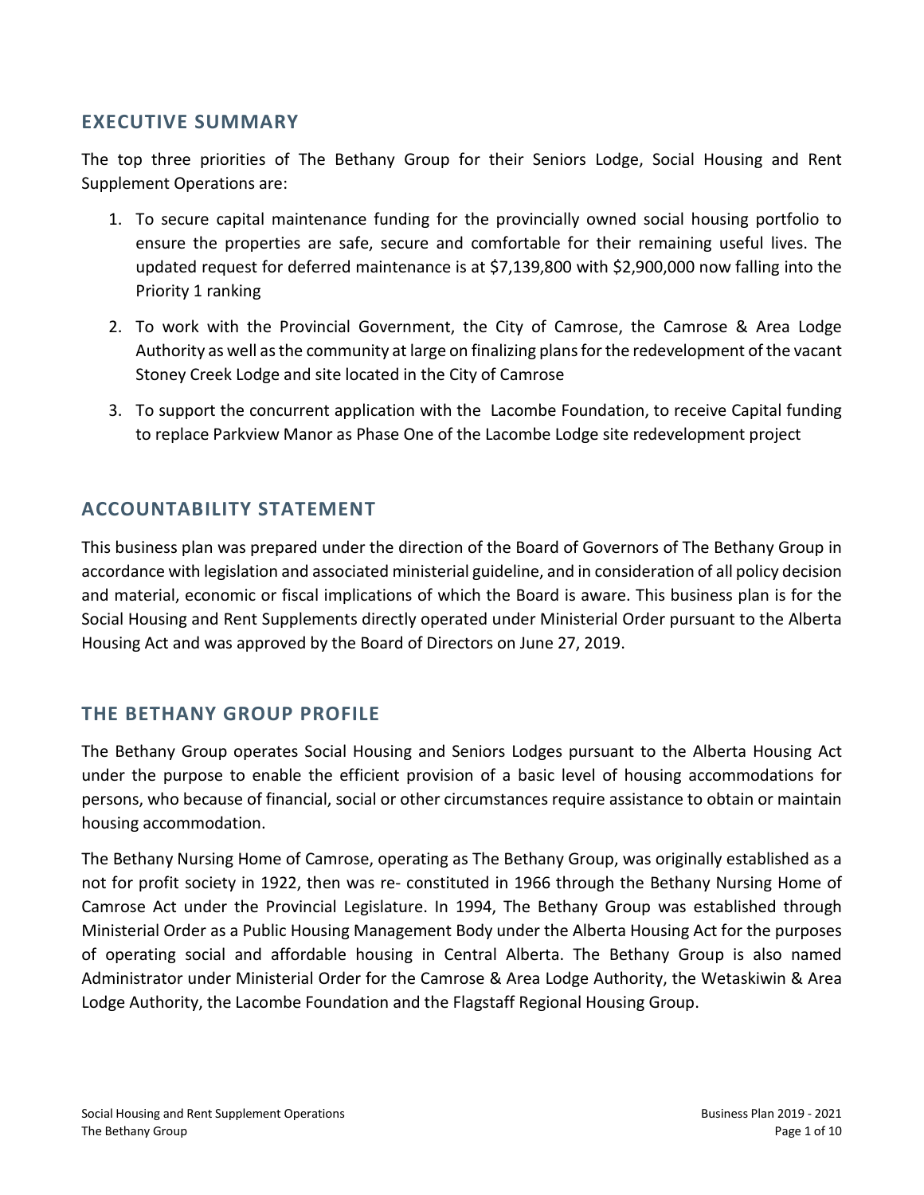## EXECUTIVE SUMMARY

The top three priorities of The Bethany Group for their Seniors Lodge, Social Housing and Rent Supplement Operations are:

1. To secure capital maintenance funding for the provincially owned social housing portfolio to ensure the properties are safe, secure and comfortable for their remaining useful lives. The updated request for deferred maintenance is at $7,139,800 with $2,900,000 now falling into the Priority 1 ranking
2. To work with the Provincial Government, the City of Camrose, the Camrose & Area Lodge Authority as well as the community at large on finalizing plans for the redevelopment of the vacant Stoney Creek Lodge and site located in the City of Camrose
3. To support the concurrent application with the Lacombe Foundation, to receive Capital funding to replace Parkview Manor as Phase One of the Lacombe Lodge site redevelopment project

## ACCOUNTABILITY STATEMENT

This business plan was prepared under the direction of the Board of Governors of The Bethany Group in accordance with legislation and associated ministerial guideline, and in consideration of all policy decision and material, economic or fiscal implications of which the Board is aware. This business plan is for the Social Housing and Rent Supplements directly operated under Ministerial Order pursuant to the Alberta Housing Act and was approved by the Board of Directors on June 27, 2019.

## THE BETHANY GROUP PROFILE

The Bethany Group operates Social Housing and Seniors Lodges pursuant to the Alberta Housing Act under the purpose to enable the efficient provision of a basic level of housing accommodations for persons, who because of financial, social or other circumstances require assistance to obtain or maintain housing accommodation.

The Bethany Nursing Home of Camrose, operating as The Bethany Group, was originally established as a not for profit society in 1922, then was re- constituted in 1966 through the Bethany Nursing Home of Camrose Act under the Provincial Legislature. In 1994, The Bethany Group was established through Ministerial Order as a Public Housing Management Body under the Alberta Housing Act for the purposes of operating social and affordable housing in Central Alberta. The Bethany Group is also named Administrator under Ministerial Order for the Camrose & Area Lodge Authority, the Wetaskiwin & Area Lodge Authority, the Lacombe Foundation and the Flagstaff Regional Housing Group.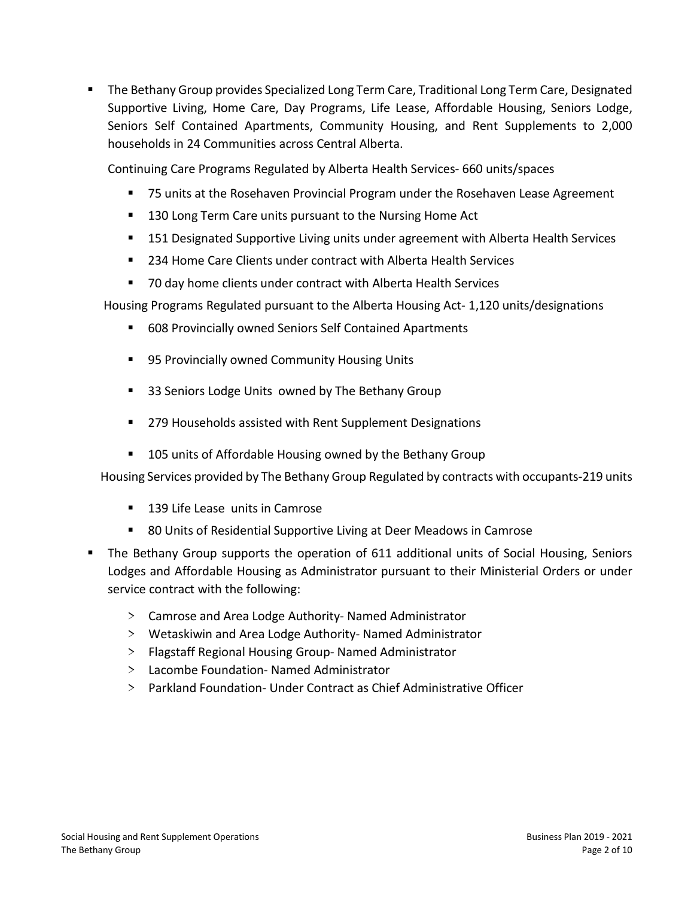- The Bethany Group provides Specialized Long Term Care, Traditional Long Term Care, Designated Supportive Living, Home Care, Day Programs, Life Lease, Affordable Housing, Seniors Lodge, Seniors Self Contained Apartments, Community Housing, and Rent Supplements to 2,000 households in 24 Communities across Central Alberta.

  Continuing Care Programs Regulated by Alberta Health Services- 660 units/spaces

  - 75 units at the Rosehaven Provincial Program under the Rosehaven Lease Agreement
  - 130 Long Term Care units pursuant to the Nursing Home Act
  - 151 Designated Supportive Living units under agreement with Alberta Health Services
  - 234 Home Care Clients under contract with Alberta Health Services
  - 70 day home clients under contract with Alberta Health Services

  Housing Programs Regulated pursuant to the Alberta Housing Act- 1,120 units/designations

  - 608 Provincially owned Seniors Self Contained Apartments
  - 95 Provincially owned Community Housing Units
  - 33 Seniors Lodge Units owned by The Bethany Group
  - 279 Households assisted with Rent Supplement Designations
  - 105 units of Affordable Housing owned by the Bethany Group

  Housing Services provided by The Bethany Group Regulated by contracts with occupants-219 units

  - 139 Life Lease units in Camrose
  - 80 Units of Residential Supportive Living at Deer Meadows in Camrose

- The Bethany Group supports the operation of 611 additional units of Social Housing, Seniors Lodges and Affordable Housing as Administrator pursuant to their Ministerial Orders or under service contract with the following:

  - Camrose and Area Lodge Authority- Named Administrator
  - Wetaskiwin and Area Lodge Authority- Named Administrator
  - Flagstaff Regional Housing Group- Named Administrator
  - Lacombe Foundation- Named Administrator
  - Parkland Foundation- Under Contract as Chief Administrative Officer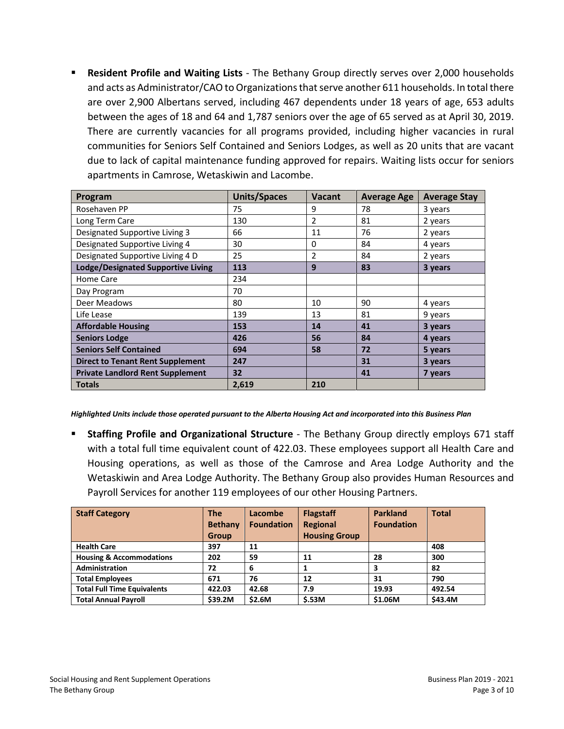- **Resident Profile and Waiting Lists** - The Bethany Group directly serves over 2,000 households and acts as Administrator/CAO to Organizations that serve another 611 households. In total there are over 2,900 Albertans served, including 467 dependents under 18 years of age, 653 adults between the ages of 18 and 64 and 1,787 seniors over the age of 65 served as at April 30, 2019. There are currently vacancies for all programs provided, including higher vacancies in rural communities for Seniors Self Contained and Seniors Lodges, as well as 20 units that are vacant due to lack of capital maintenance funding approved for repairs. Waiting lists occur for seniors apartments in Camrose, Wetaskiwin and Lacombe.

| Program | Units/Spaces | Vacant | Average Age | Average Stay |
|---|---|---|---|---|
| Rosehaven PP | 75 | 9 | 78 | 3 years |
| Long Term Care | 130 | 2 | 81 | 2 years |
| Designated Supportive Living 3 | 66 | 11 | 76 | 2 years |
| Designated Supportive Living 4 | 30 | 0 | 84 | 4 years |
| Designated Supportive Living 4 D | 25 | 2 | 84 | 2 years |
| **Lodge/Designated Supportive Living** | **113** | **9** | **83** | **3 years** |
| Home Care | 234 | | | |
| Day Program | 70 | | | |
| Deer Meadows | 80 | 10 | 90 | 4 years |
| Life Lease | 139 | 13 | 81 | 9 years |
| **Affordable Housing** | **153** | **14** | **41** | **3 years** |
| **Seniors Lodge** | **426** | **56** | **84** | **4 years** |
| **Seniors Self Contained** | **694** | **58** | **72** | **5 years** |
| **Direct to Tenant Rent Supplement** | **247** | | **31** | **3 years** |
| **Private Landlord Rent Supplement** | **32** | | **41** | **7 years** |
| **Totals** | **2,619** | **210** | | |

***Highlighted Units include those operated pursuant to the Alberta Housing Act and incorporated into this Business Plan***

- **Staffing Profile and Organizational Structure** - The Bethany Group directly employs 671 staff with a total full time equivalent count of 422.03. These employees support all Health Care and Housing operations, as well as those of the Camrose and Area Lodge Authority and the Wetaskiwin and Area Lodge Authority. The Bethany Group also provides Human Resources and Payroll Services for another 119 employees of our other Housing Partners.

| Staff Category | The Bethany Group | Lacombe Foundation | Flagstaff Regional Housing Group | Parkland Foundation | Total |
|---|---|---|---|---|---|
| **Health Care** | **397** | **11** | | | **408** |
| **Housing & Accommodations** | **202** | **59** | **11** | **28** | **300** |
| **Administration** | **72** | **6** | **1** | **3** | **82** |
| **Total Employees** | **671** | **76** | **12** | **31** | **790** |
| **Total Full Time Equivalents** | **422.03** | **42.68** | **7.9** | **19.93** | **492.54** |
| **Total Annual Payroll** | **$39.2M** | **$2.6M** | **$.53M** | **$1.06M** | **$43.4M** |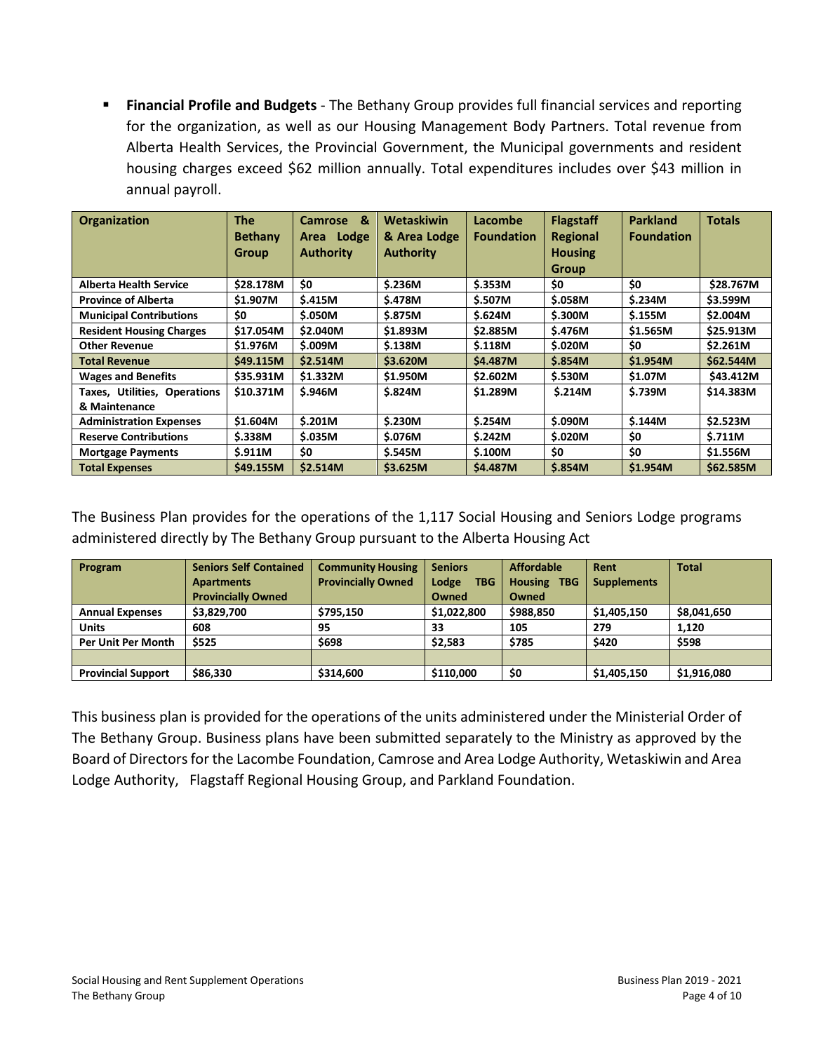- **Financial Profile and Budgets** - The Bethany Group provides full financial services and reporting for the organization, as well as our Housing Management Body Partners. Total revenue from Alberta Health Services, the Provincial Government, the Municipal governments and resident housing charges exceed $62 million annually. Total expenditures includes over $43 million in annual payroll.

| Organization | The Bethany Group | Camrose & Area Lodge Authority | Wetaskiwin & Area Lodge Authority | Lacombe Foundation | Flagstaff Regional Housing Group | Parkland Foundation | Totals |
|---|---|---|---|---|---|---|---|
| **Alberta Health Service** | **$28.178M** | **$0** | **$.236M** | **$.353M** | **$0** | **$0** | **$28.767M** |
| **Province of Alberta** | **$1.907M** | **$.415M** | **$.478M** | **$.507M** | **$.058M** | **$.234M** | **$3.599M** |
| **Municipal Contributions** | **$0** | **$.050M** | **$.875M** | **$.624M** | **$.300M** | **$.155M** | **$2.004M** |
| **Resident Housing Charges** | **$17.054M** | **$2.040M** | **$1.893M** | **$2.885M** | **$.476M** | **$1.565M** | **$25.913M** |
| **Other Revenue** | **$1.976M** | **$.009M** | **$.138M** | **$.118M** | **$.020M** | **$0** | **$2.261M** |
| **Total Revenue** | **$49.115M** | **$2.514M** | **$3.620M** | **$4.487M** | **$.854M** | **$1.954M** | **$62.544M** |
| **Wages and Benefits** | **$35.931M** | **$1.332M** | **$1.950M** | **$2.602M** | **$.530M** | **$1.07M** | **$43.412M** |
| **Taxes, Utilities, Operations & Maintenance** | **$10.371M** | **$.946M** | **$.824M** | **$1.289M** | **$.214M** | **$.739M** | **$14.383M** |
| **Administration Expenses** | **$1.604M** | **$.201M** | **$.230M** | **$.254M** | **$.090M** | **$.144M** | **$2.523M** |
| **Reserve Contributions** | **$.338M** | **$.035M** | **$.076M** | **$.242M** | **$.020M** | **$0** | **$.711M** |
| **Mortgage Payments** | **$.911M** | **$0** | **$.545M** | **$.100M** | **$0** | **$0** | **$1.556M** |
| **Total Expenses** | **$49.155M** | **$2.514M** | **$3.625M** | **$4.487M** | **$.854M** | **$1.954M** | **$62.585M** |

The Business Plan provides for the operations of the 1,117 Social Housing and Seniors Lodge programs administered directly by The Bethany Group pursuant to the Alberta Housing Act

| Program | Seniors Self Contained Apartments Provincially Owned | Community Housing Provincially Owned | Seniors Lodge TBG Owned | Affordable Housing TBG Owned | Rent Supplements | Total |
|---|---|---|---|---|---|---|
| **Annual Expenses** | **$3,829,700** | **$795,150** | **$1,022,800** | **$988,850** | **$1,405,150** | **$8,041,650** |
| **Units** | **608** | **95** | **33** | **105** | **279** | **1,120** |
| **Per Unit Per Month** | **$525** | **$698** | **$2,583** | **$785** | **$420** | **$598** |
| | | | | | | |
| **Provincial Support** | **$86,330** | **$314,600** | **$110,000** | **$0** | **$1,405,150** | **$1,916,080** |

This business plan is provided for the operations of the units administered under the Ministerial Order of The Bethany Group. Business plans have been submitted separately to the Ministry as approved by the Board of Directors for the Lacombe Foundation, Camrose and Area Lodge Authority, Wetaskiwin and Area Lodge Authority, Flagstaff Regional Housing Group, and Parkland Foundation.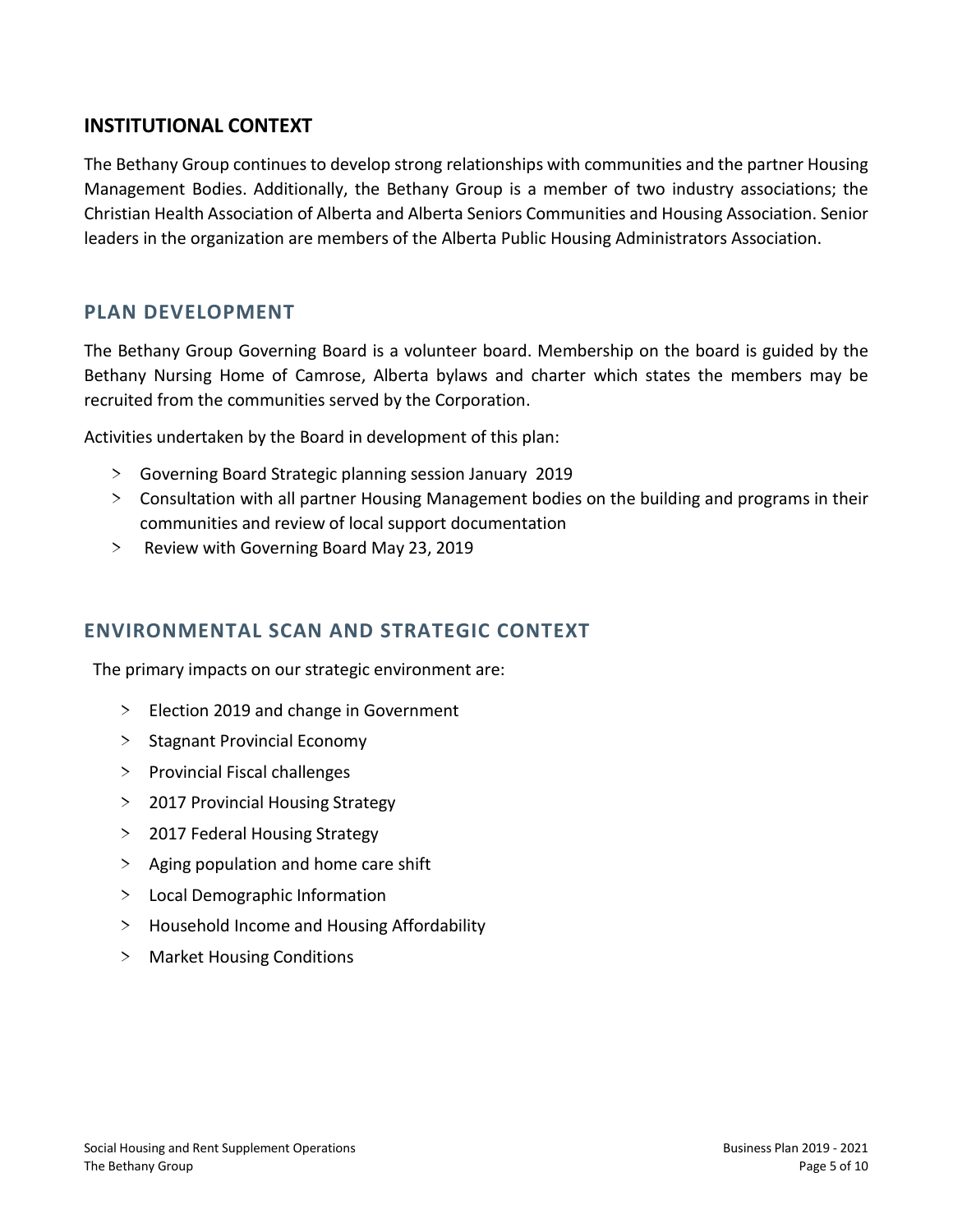## INSTITUTIONAL CONTEXT

The Bethany Group continues to develop strong relationships with communities and the partner Housing Management Bodies. Additionally, the Bethany Group is a member of two industry associations; the Christian Health Association of Alberta and Alberta Seniors Communities and Housing Association. Senior leaders in the organization are members of the Alberta Public Housing Administrators Association.

## PLAN DEVELOPMENT

The Bethany Group Governing Board is a volunteer board. Membership on the board is guided by the Bethany Nursing Home of Camrose, Alberta bylaws and charter which states the members may be recruited from the communities served by the Corporation.

Activities undertaken by the Board in development of this plan:

- Governing Board Strategic planning session January 2019
- Consultation with all partner Housing Management bodies on the building and programs in their communities and review of local support documentation
- Review with Governing Board May 23, 2019

## ENVIRONMENTAL SCAN AND STRATEGIC CONTEXT

The primary impacts on our strategic environment are:

- Election 2019 and change in Government
- Stagnant Provincial Economy
- Provincial Fiscal challenges
- 2017 Provincial Housing Strategy
- 2017 Federal Housing Strategy
- Aging population and home care shift
- Local Demographic Information
- Household Income and Housing Affordability
- Market Housing Conditions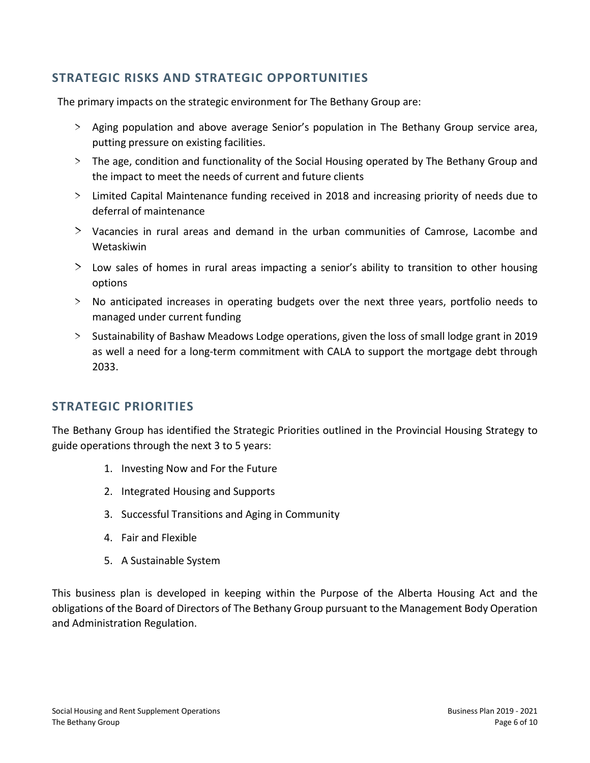## STRATEGIC RISKS AND STRATEGIC OPPORTUNITIES

The primary impacts on the strategic environment for The Bethany Group are:

- Aging population and above average Senior's population in The Bethany Group service area, putting pressure on existing facilities.
- The age, condition and functionality of the Social Housing operated by The Bethany Group and the impact to meet the needs of current and future clients
- Limited Capital Maintenance funding received in 2018 and increasing priority of needs due to deferral of maintenance
- Vacancies in rural areas and demand in the urban communities of Camrose, Lacombe and Wetaskiwin
- Low sales of homes in rural areas impacting a senior's ability to transition to other housing options
- No anticipated increases in operating budgets over the next three years, portfolio needs to managed under current funding
- Sustainability of Bashaw Meadows Lodge operations, given the loss of small lodge grant in 2019 as well a need for a long-term commitment with CALA to support the mortgage debt through 2033.

## STRATEGIC PRIORITIES

The Bethany Group has identified the Strategic Priorities outlined in the Provincial Housing Strategy to guide operations through the next 3 to 5 years:

1. Investing Now and For the Future
2. Integrated Housing and Supports
3. Successful Transitions and Aging in Community
4. Fair and Flexible
5. A Sustainable System

This business plan is developed in keeping within the Purpose of the Alberta Housing Act and the obligations of the Board of Directors of The Bethany Group pursuant to the Management Body Operation and Administration Regulation.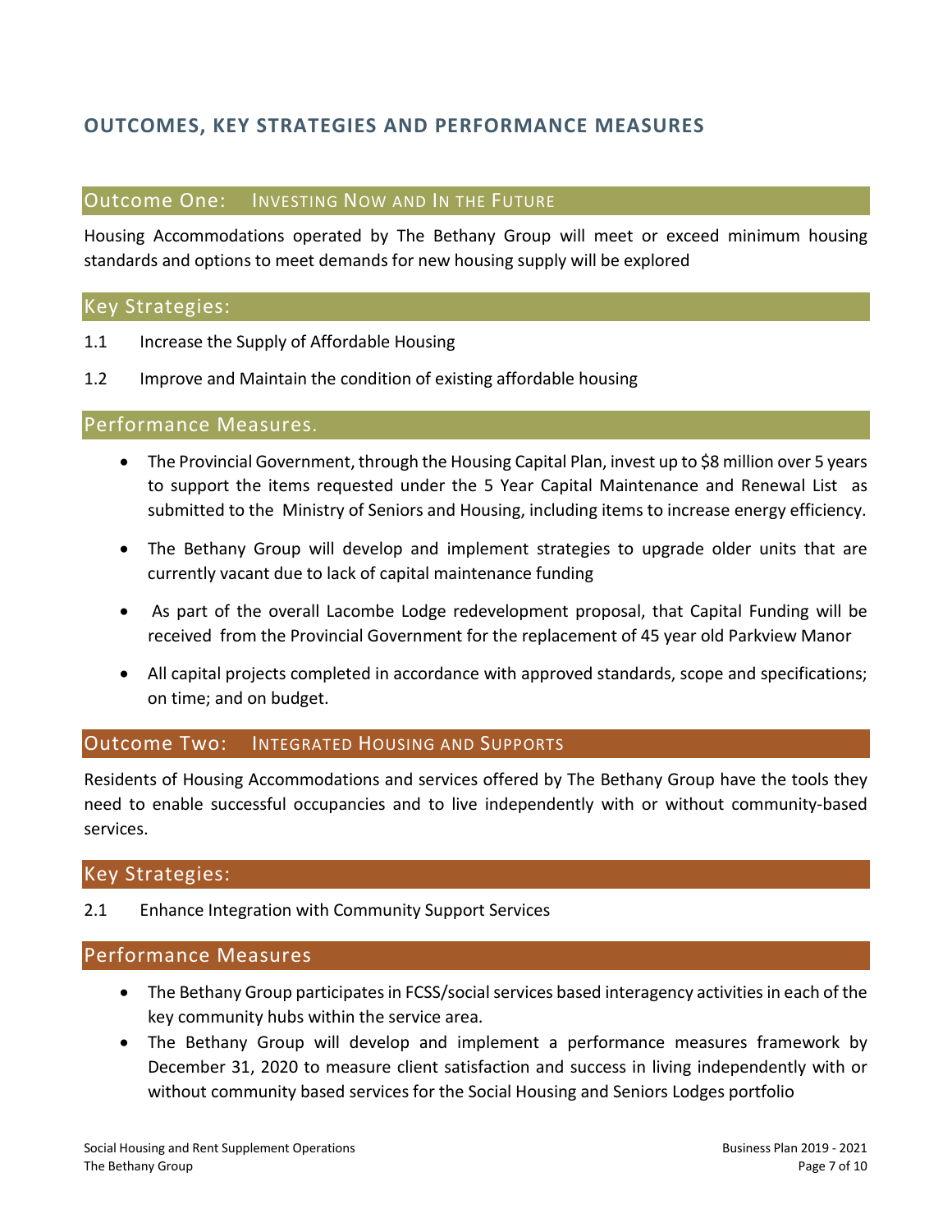# OUTCOMES, KEY STRATEGIES AND PERFORMANCE MEASURES

## Outcome One: INVESTING NOW AND IN THE FUTURE

Housing Accommodations operated by The Bethany Group will meet or exceed minimum housing standards and options to meet demands for new housing supply will be explored

### Key Strategies:

1.1 Increase the Supply of Affordable Housing

1.2 Improve and Maintain the condition of existing affordable housing

### Performance Measures.

- The Provincial Government, through the Housing Capital Plan, invest up to $8 million over 5 years to support the items requested under the 5 Year Capital Maintenance and Renewal List as submitted to the Ministry of Seniors and Housing, including items to increase energy efficiency.
- The Bethany Group will develop and implement strategies to upgrade older units that are currently vacant due to lack of capital maintenance funding
- As part of the overall Lacombe Lodge redevelopment proposal, that Capital Funding will be received from the Provincial Government for the replacement of 45 year old Parkview Manor
- All capital projects completed in accordance with approved standards, scope and specifications; on time; and on budget.

## Outcome Two: INTEGRATED HOUSING AND SUPPORTS

Residents of Housing Accommodations and services offered by The Bethany Group have the tools they need to enable successful occupancies and to live independently with or without community-based services.

### Key Strategies:

2.1 Enhance Integration with Community Support Services

### Performance Measures

- The Bethany Group participates in FCSS/social services based interagency activities in each of the key community hubs within the service area.
- The Bethany Group will develop and implement a performance measures framework by December 31, 2020 to measure client satisfaction and success in living independently with or without community based services for the Social Housing and Seniors Lodges portfolio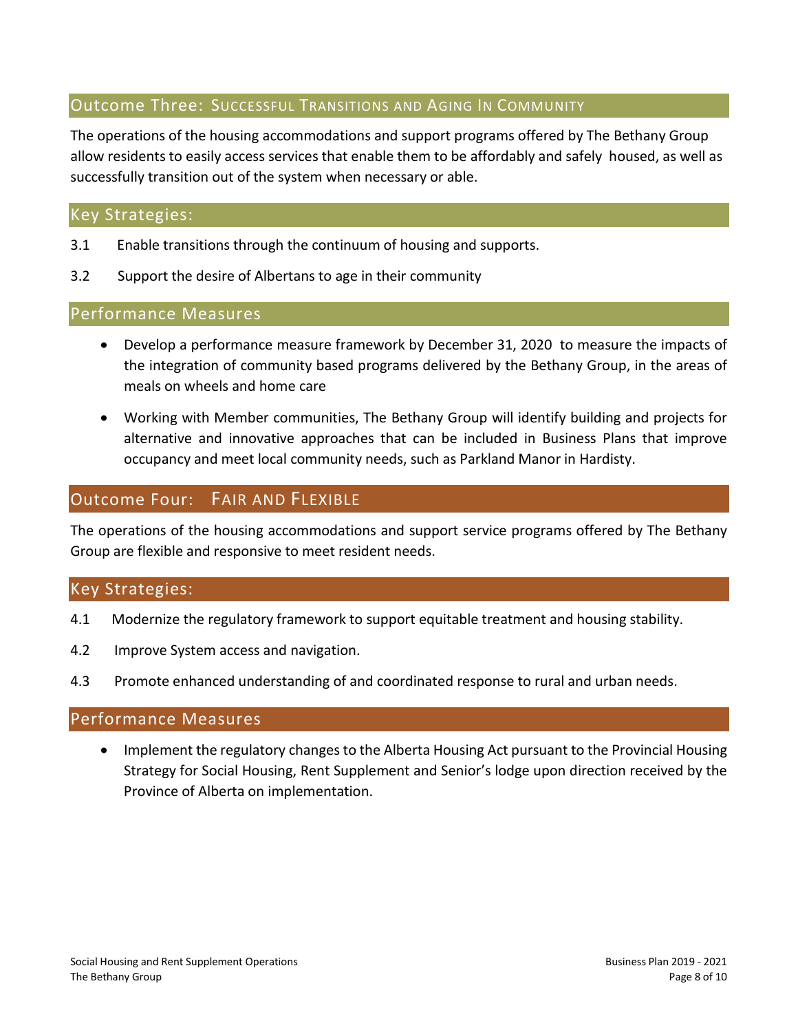## Outcome Three: SUCCESSFUL TRANSITIONS AND AGING IN COMMUNITY

The operations of the housing accommodations and support programs offered by The Bethany Group allow residents to easily access services that enable them to be affordably and safely housed, as well as successfully transition out of the system when necessary or able.

### Key Strategies:

3.1 Enable transitions through the continuum of housing and supports.

3.2 Support the desire of Albertans to age in their community

### Performance Measures

- Develop a performance measure framework by December 31, 2020 to measure the impacts of the integration of community based programs delivered by the Bethany Group, in the areas of meals on wheels and home care
- Working with Member communities, The Bethany Group will identify building and projects for alternative and innovative approaches that can be included in Business Plans that improve occupancy and meet local community needs, such as Parkland Manor in Hardisty.

## Outcome Four: FAIR AND FLEXIBLE

The operations of the housing accommodations and support service programs offered by The Bethany Group are flexible and responsive to meet resident needs.

### Key Strategies:

4.1 Modernize the regulatory framework to support equitable treatment and housing stability.

4.2 Improve System access and navigation.

4.3 Promote enhanced understanding of and coordinated response to rural and urban needs.

### Performance Measures

- Implement the regulatory changes to the Alberta Housing Act pursuant to the Provincial Housing Strategy for Social Housing, Rent Supplement and Senior's lodge upon direction received by the Province of Alberta on implementation.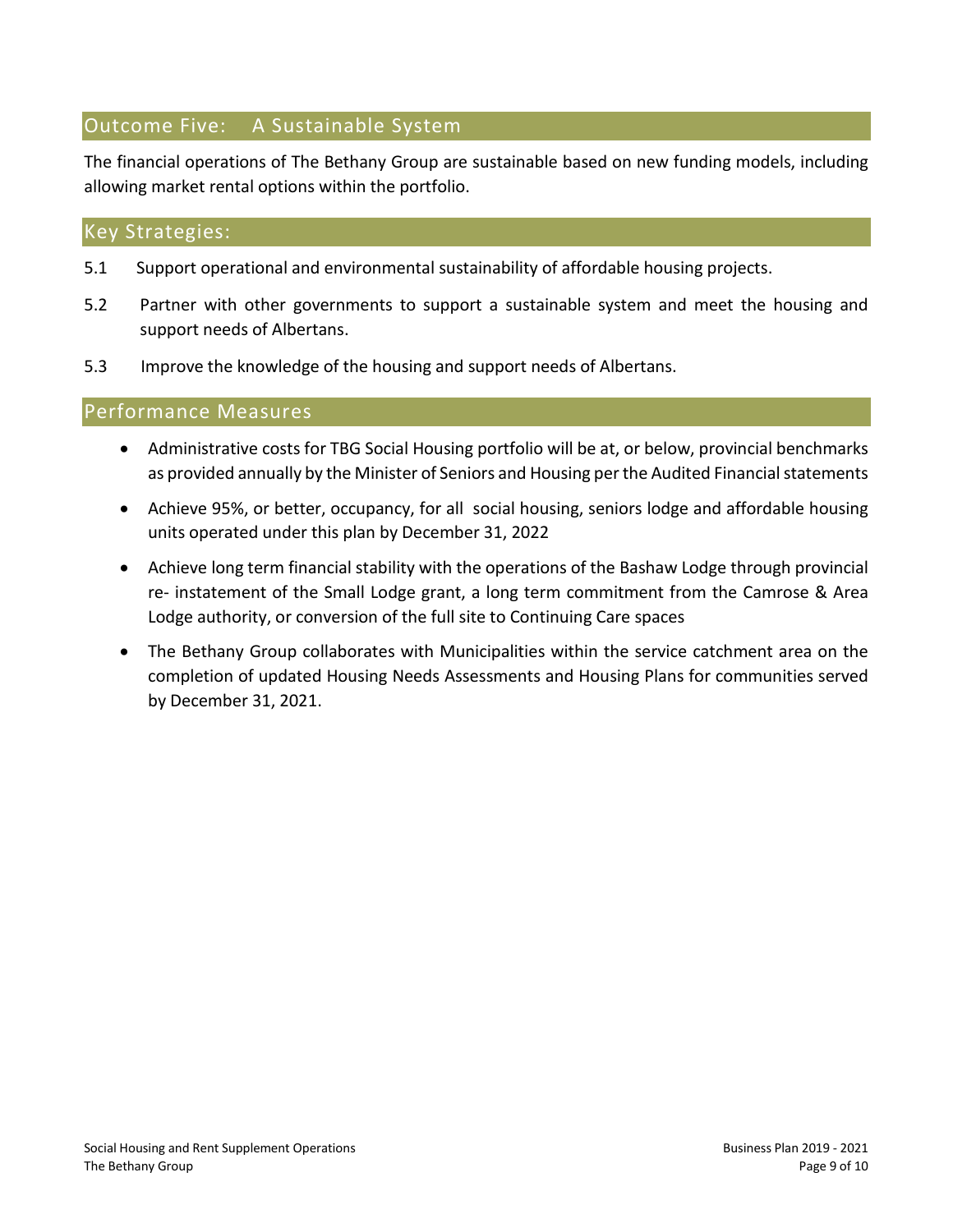## Outcome Five: A Sustainable System

The financial operations of The Bethany Group are sustainable based on new funding models, including allowing market rental options within the portfolio.

## Key Strategies:

5.1 Support operational and environmental sustainability of affordable housing projects.

5.2 Partner with other governments to support a sustainable system and meet the housing and support needs of Albertans.

5.3 Improve the knowledge of the housing and support needs of Albertans.

## Performance Measures

- Administrative costs for TBG Social Housing portfolio will be at, or below, provincial benchmarks as provided annually by the Minister of Seniors and Housing per the Audited Financial statements
- Achieve 95%, or better, occupancy, for all social housing, seniors lodge and affordable housing units operated under this plan by December 31, 2022
- Achieve long term financial stability with the operations of the Bashaw Lodge through provincial re- instatement of the Small Lodge grant, a long term commitment from the Camrose & Area Lodge authority, or conversion of the full site to Continuing Care spaces
- The Bethany Group collaborates with Municipalities within the service catchment area on the completion of updated Housing Needs Assessments and Housing Plans for communities served by December 31, 2021.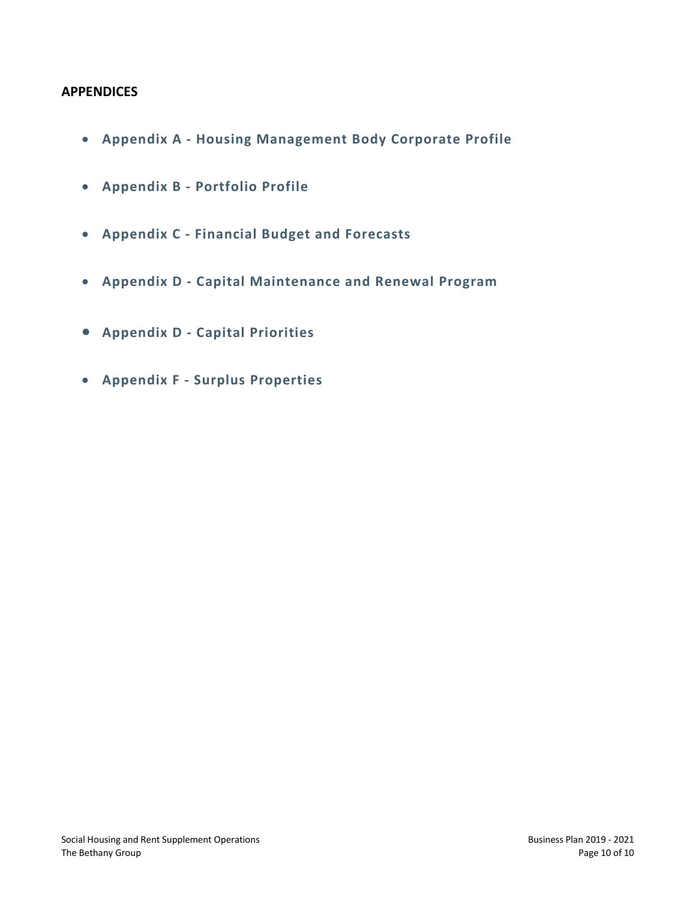## APPENDICES

- **Appendix A - Housing Management Body Corporate Profile**
- **Appendix B - Portfolio Profile**
- **Appendix C - Financial Budget and Forecasts**
- **Appendix D - Capital Maintenance and Renewal Program**
- **Appendix D - Capital Priorities**
- **Appendix F - Surplus Properties**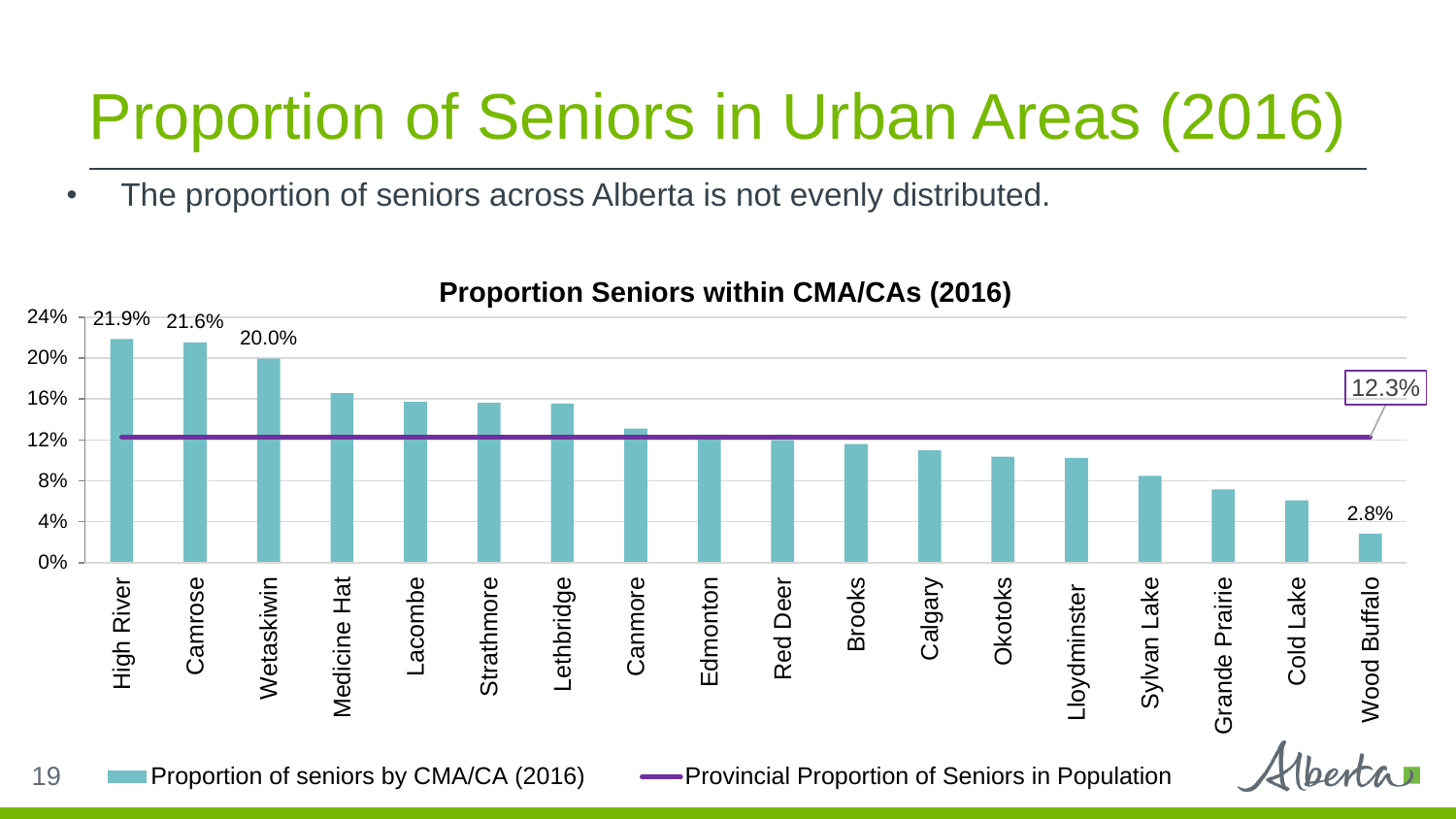# Proportion of Seniors in Urban Areas (2016)

- The proportion of seniors across Alberta is not evenly distributed.

**Proportion Seniors within CMA/CAs (2016)**

| CMA/CA | Proportion of seniors by CMA/CA (2016) |
|---|---|
| High River | 21.9% |
| Camrose | 21.6% |
| Wetaskiwin | 20.0% |
| Medicine Hat | |
| Lacombe | |
| Strathmore | |
| Lethbridge | |
| Canmore | |
| Edmonton | |
| Red Deer | |
| Brooks | |
| Calgary | |
| Okotoks | |
| Lloydminster | |
| Sylvan Lake | |
| Grande Prairie | |
| Cold Lake | |
| Wood Buffalo | 2.8% |

Provincial Proportion of Seniors in Population: 12.3%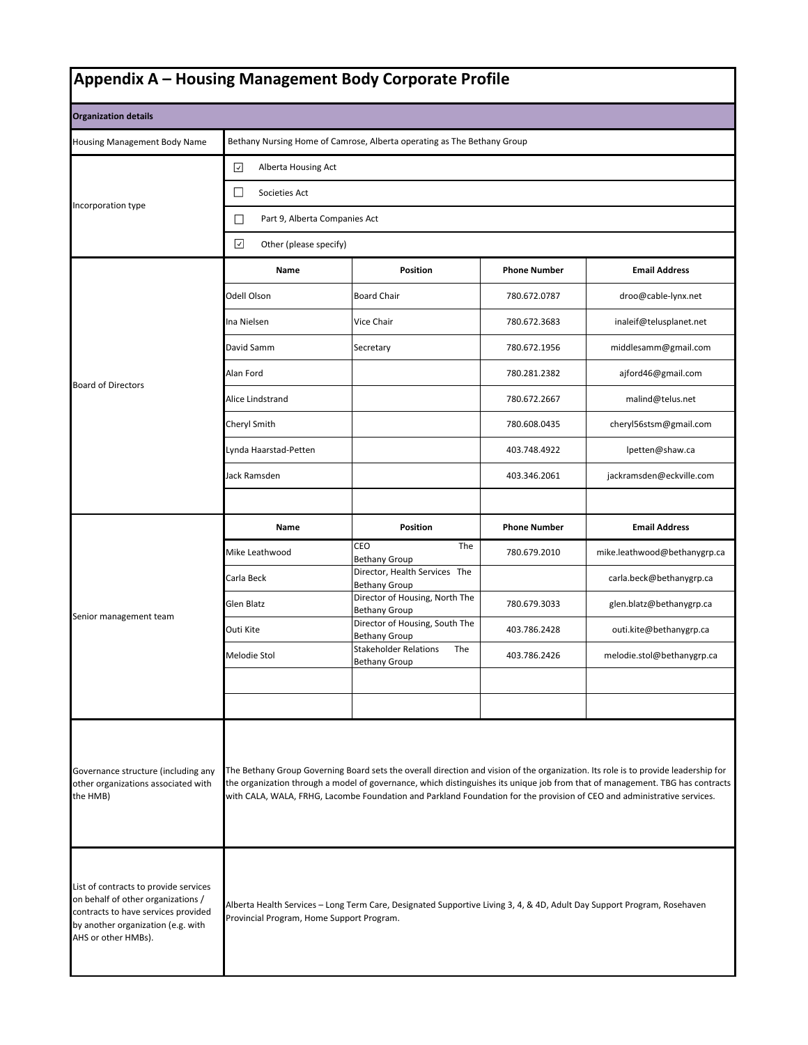# Appendix A – Housing Management Body Corporate Profile

| **Organization details** | | | | |
|---|---|---|---|---|
| Housing Management Body Name | Bethany Nursing Home of Camrose, Alberta operating as The Bethany Group | | | |
| Incorporation type | ☑ Alberta Housing Act | | | |
| | ☐ Societies Act | | | |
| | ☐ Part 9, Alberta Companies Act | | | |
| | ☑ Other (please specify) | | | |
| Board of Directors | **Name** | **Position** | **Phone Number** | **Email Address** |
| | Odell Olson | Board Chair | 780.672.0787 | droo@cable-lynx.net |
| | Ina Nielsen | Vice Chair | 780.672.3683 | inaleif@telusplanet.net |
| | David Samm | Secretary | 780.672.1956 | middlesamm@gmail.com |
| | Alan Ford | | 780.281.2382 | ajford46@gmail.com |
| | Alice Lindstrand | | 780.672.2667 | malind@telus.net |
| | Cheryl Smith | | 780.608.0435 | cheryl56stsm@gmail.com |
| | Lynda Haarstad-Petten | | 403.748.4922 | lpetten@shaw.ca |
| | Jack Ramsden | | 403.346.2061 | jackramsden@eckville.com |
| | | | | |
| Senior management team | **Name** | **Position** | **Phone Number** | **Email Address** |
| | Mike Leathwood | CEO The Bethany Group | 780.679.2010 | mike.leathwood@bethanygrp.ca |
| | Carla Beck | Director, Health Services The Bethany Group | | carla.beck@bethanygrp.ca |
| | Glen Blatz | Director of Housing, North The Bethany Group | 780.679.3033 | glen.blatz@bethanygrp.ca |
| | Outi Kite | Director of Housing, South The Bethany Group | 403.786.2428 | outi.kite@bethanygrp.ca |
| | Melodie Stol | Stakeholder Relations The Bethany Group | 403.786.2426 | melodie.stol@bethanygrp.ca |
| | | | | |
| | | | | |
| Governance structure (including any other organizations associated with the HMB) | The Bethany Group Governing Board sets the overall direction and vision of the organization. Its role is to provide leadership for the organization through a model of governance, which distinguishes its unique job from that of management. TBG has contracts with CALA, WALA, FRHG, Lacombe Foundation and Parkland Foundation for the provision of CEO and administrative services. | | | |
| List of contracts to provide services on behalf of other organizations / contracts to have services provided by another organization (e.g. with AHS or other HMBs). | Alberta Health Services – Long Term Care, Designated Supportive Living 3, 4, & 4D, Adult Day Support Program, Rosehaven Provincial Program, Home Support Program. | | | |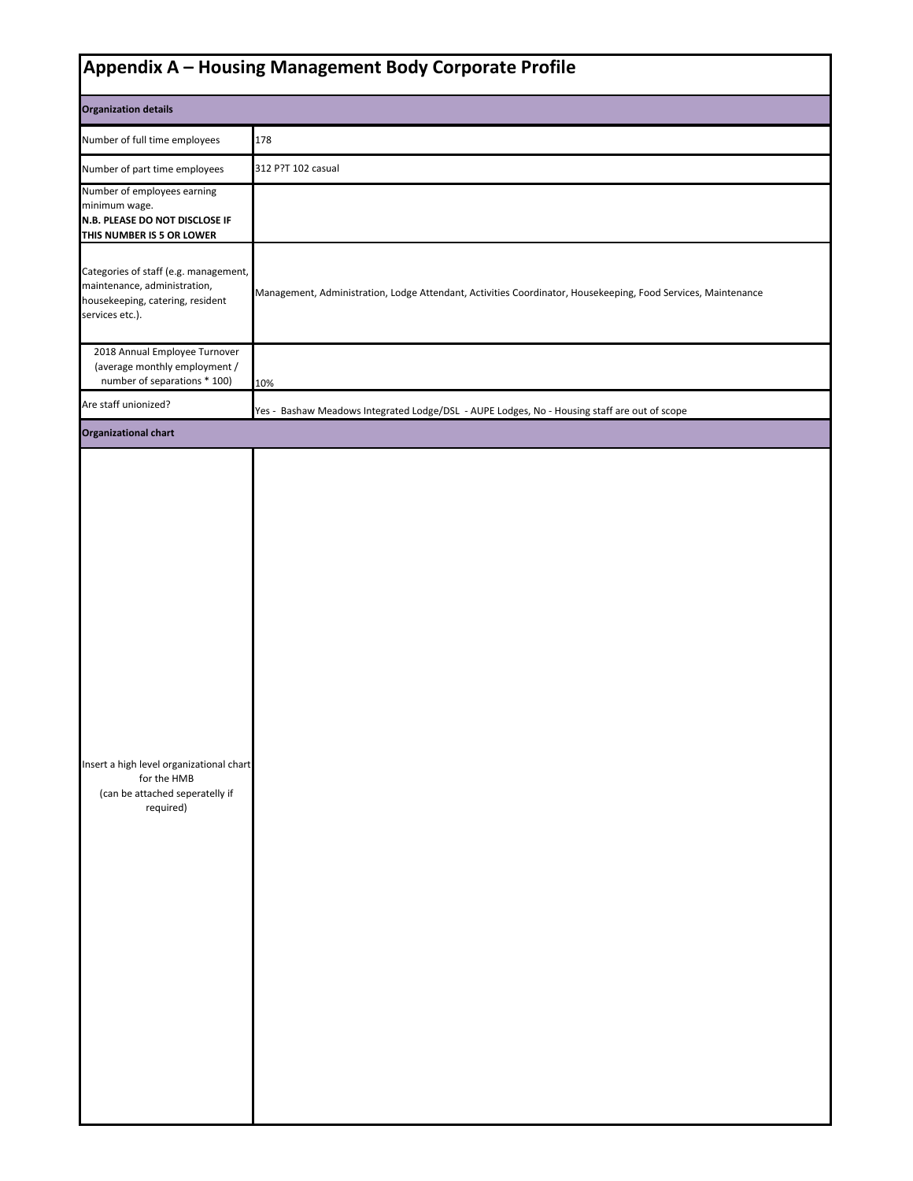# Appendix A – Housing Management Body Corporate Profile

| **Organization details** | |
|---|---|
| Number of full time employees | 178 |
| Number of part time employees | 312 P?T 102 casual |
| Number of employees earning minimum wage.<br>**N.B. PLEASE DO NOT DISCLOSE IF THIS NUMBER IS 5 OR LOWER** | |
| Categories of staff (e.g. management, maintenance, administration, housekeeping, catering, resident services etc.). | Management, Administration, Lodge Attendant, Activities Coordinator, Housekeeping, Food Services, Maintenance |
| 2018 Annual Employee Turnover (average monthly employment / number of separations * 100) | 10% |
| Are staff unionized? | Yes - Bashaw Meadows Integrated Lodge/DSL - AUPE Lodges, No - Housing staff are out of scope |
| **Organizational chart** | |
| Insert a high level organizational chart for the HMB<br>(can be attached seperatelly if required) | |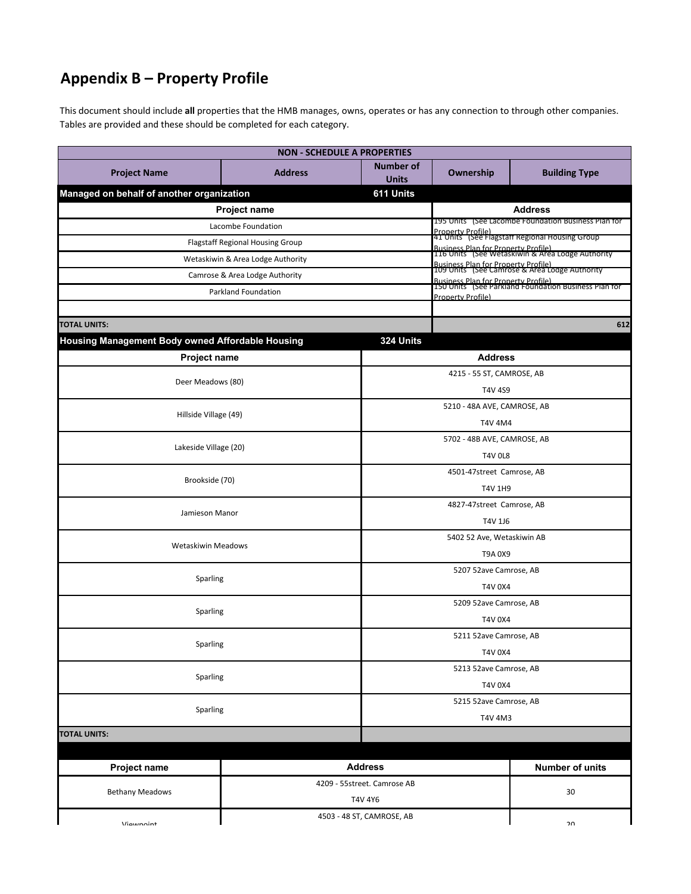# Appendix B – Property Profile

This document should include **all** properties that the HMB manages, owns, operates or has any connection to through other companies. Tables are provided and these should be completed for each category.

| NON - SCHEDULE A PROPERTIES | | | | |
|---|---|---|---|---|
| **Project Name** | **Address** | **Number of Units** | **Ownership** | **Building Type** |
| **Managed on behalf of another organization** | | **611 Units** | | |
| **Project name** | | | **Address** | |
| Lacombe Foundation | | | 195 Units (See Lacombe Foundation Business Plan for Property Profile) | |
| Flagstaff Regional Housing Group | | | 41 Units (See Flagstaff Regional Housing Group Business Plan for Property Profile) | |
| Wetaskiwin & Area Lodge Authority | | | 116 Units (See Wetaskiwin & Area Lodge Authority Business Plan for Property Profile) | |
| Camrose & Area Lodge Authority | | | 109 Units (See Camrose & Area Lodge Authority Business Plan for Property Profile) | |
| Parkland Foundation | | | 150 Units (See Parkland Foundation Business Plan for Property Profile) | |
| | | | | |
| **TOTAL UNITS:** | | | | **612** |

| Housing Management Body owned Affordable Housing | 324 Units |
|---|---|
| **Project name** | **Address** |
| Deer Meadows (80) | 4215 - 55 ST, CAMROSE, AB T4V 4S9 |
| Hillside Village (49) | 5210 - 48A AVE, CAMROSE, AB T4V 4M4 |
| Lakeside Village (20) | 5702 - 48B AVE, CAMROSE, AB T4V 0L8 |
| Brookside (70) | 4501-47street Camrose, AB T4V 1H9 |
| Jamieson Manor | 4827-47street Camrose, AB T4V 1J6 |
| Wetaskiwin Meadows | 5402 52 Ave, Wetaskiwin AB T9A 0X9 |
| Sparling | 5207 52ave Camrose, AB T4V 0X4 |
| Sparling | 5209 52ave Camrose, AB T4V 0X4 |
| Sparling | 5211 52ave Camrose, AB T4V 0X4 |
| Sparling | 5213 52ave Camrose, AB T4V 0X4 |
| Sparling | 5215 52ave Camrose, AB T4V 4M3 |
| **TOTAL UNITS:** | |

| Project name | Address | Number of units |
|---|---|---|
| Bethany Meadows | 4209 - 55street. Camrose AB T4V 4Y6 | 30 |
| Viewpoint | 4503 - 48 ST, CAMROSE, AB | 20 |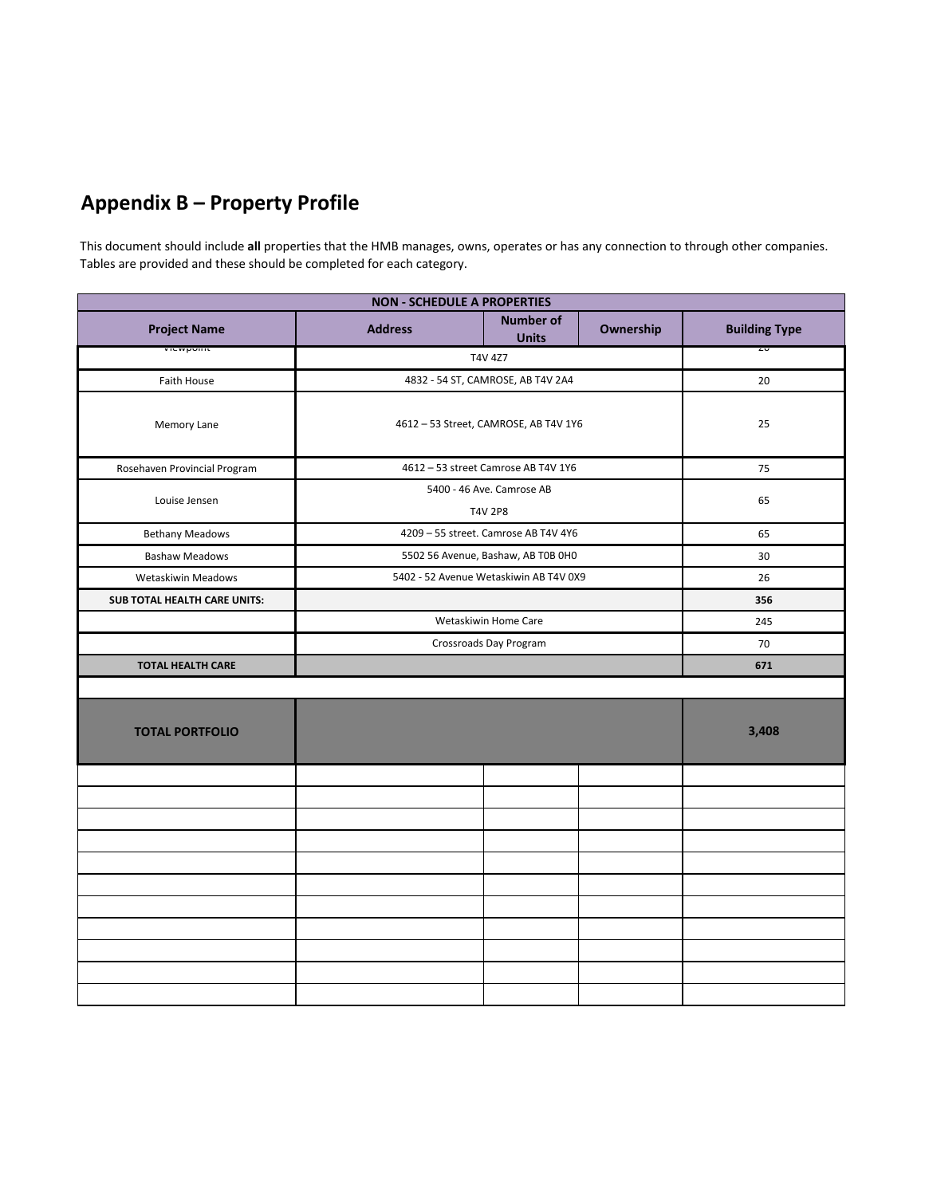## Appendix B – Property Profile

This document should include **all** properties that the HMB manages, owns, operates or has any connection to through other companies. Tables are provided and these should be completed for each category.

| NON - SCHEDULE A PROPERTIES | | | | |
|---|---|---|---|---|
| **Project Name** | **Address** | **Number of Units** | **Ownership** | **Building Type** |
| Viewpoint | T4V 4Z7 | | | 20 |
| Faith House | 4832 - 54 ST, CAMROSE, AB T4V 2A4 | | | 20 |
| Memory Lane | 4612 – 53 Street, CAMROSE, AB T4V 1Y6 | | | 25 |
| Rosehaven Provincial Program | 4612 – 53 street Camrose AB T4V 1Y6 | | | 75 |
| Louise Jensen | 5400 - 46 Ave. Camrose AB T4V 2P8 | | | 65 |
| Bethany Meadows | 4209 – 55 street. Camrose AB T4V 4Y6 | | | 65 |
| Bashaw Meadows | 5502 56 Avenue, Bashaw, AB T0B 0H0 | | | 30 |
| Wetaskiwin Meadows | 5402 - 52 Avenue Wetaskiwin AB T4V 0X9 | | | 26 |
| **SUB TOTAL HEALTH CARE UNITS:** | | | | **356** |
| | Wetaskiwin Home Care | | | 245 |
| | Crossroads Day Program | | | 70 |
| **TOTAL HEALTH CARE** | | | | **671** |
| | | | | |
| **TOTAL PORTFOLIO** | | | | **3,408** |
| | | | | |
| | | | | |
| | | | | |
| | | | | |
| | | | | |
| | | | | |
| | | | | |
| | | | | |
| | | | | |
| | | | | |
| | | | | |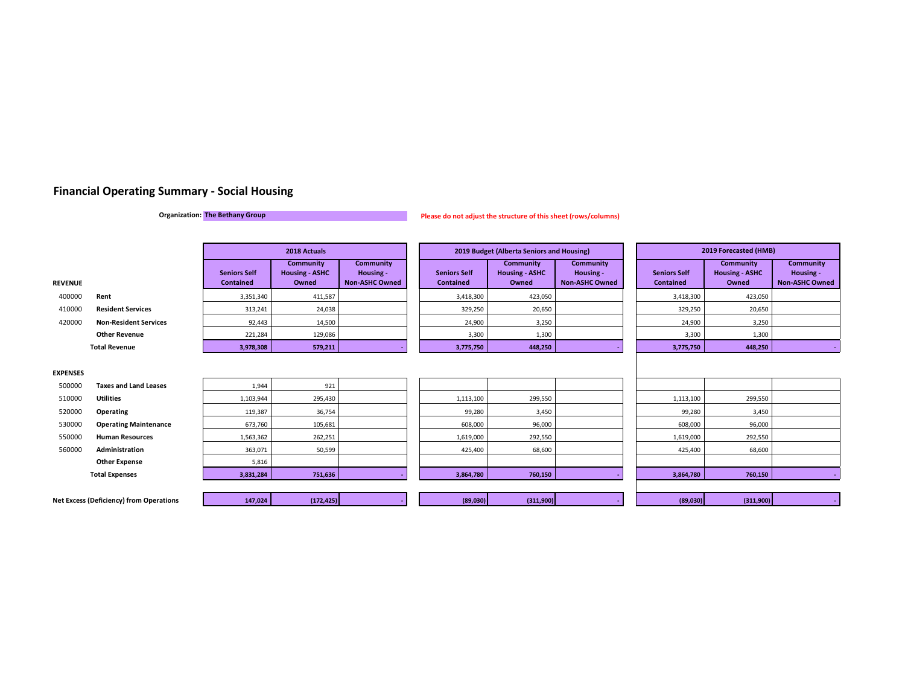# Financial Operating Summary - Social Housing

**Organization:** **The Bethany Group**

**Please do not adjust the structure of this sheet (rows/columns)**

| | | 2018 Actuals | | | 2019 Budget (Alberta Seniors and Housing) | | | 2019 Forecasted (HMB) | | |
|---|---|---|---|---|---|---|---|---|---|---|
| **REVENUE** | | **Seniors Self Contained** | **Community Housing - ASHC Owned** | **Community Housing - Non-ASHC Owned** | **Seniors Self Contained** | **Community Housing - ASHC Owned** | **Community Housing - Non-ASHC Owned** | **Seniors Self Contained** | **Community Housing - ASHC Owned** | **Community Housing - Non-ASHC Owned** |
| 400000 | **Rent** | 3,351,340 | 411,587 | | 3,418,300 | 423,050 | | 3,418,300 | 423,050 | |
| 410000 | **Resident Services** | 313,241 | 24,038 | | 329,250 | 20,650 | | 329,250 | 20,650 | |
| 420000 | **Non-Resident Services** | 92,443 | 14,500 | | 24,900 | 3,250 | | 24,900 | 3,250 | |
| | **Other Revenue** | 221,284 | 129,086 | | 3,300 | 1,300 | | 3,300 | 1,300 | |
| | **Total Revenue** | **3,978,308** | **579,211** | **-** | **3,775,750** | **448,250** | **-** | **3,775,750** | **448,250** | **-** |
| **EXPENSES** | | | | | | | | | | |
| 500000 | **Taxes and Land Leases** | 1,944 | 921 | | | | | | | |
| 510000 | **Utilities** | 1,103,944 | 295,430 | | 1,113,100 | 299,550 | | 1,113,100 | 299,550 | |
| 520000 | **Operating** | 119,387 | 36,754 | | 99,280 | 3,450 | | 99,280 | 3,450 | |
| 530000 | **Operating Maintenance** | 673,760 | 105,681 | | 608,000 | 96,000 | | 608,000 | 96,000 | |
| 550000 | **Human Resources** | 1,563,362 | 262,251 | | 1,619,000 | 292,550 | | 1,619,000 | 292,550 | |
| 560000 | **Administration** | 363,071 | 50,599 | | 425,400 | 68,600 | | 425,400 | 68,600 | |
| | **Other Expense** | 5,816 | | | | | | | | |
| | **Total Expenses** | **3,831,284** | **751,636** | **-** | **3,864,780** | **760,150** | **-** | **3,864,780** | **760,150** | **-** |
| **Net Excess (Deficiency) from Operations** | | **147,024** | **(172,425)** | **-** | **(89,030)** | **(311,900)** | **-** | **(89,030)** | **(311,900)** | **-** |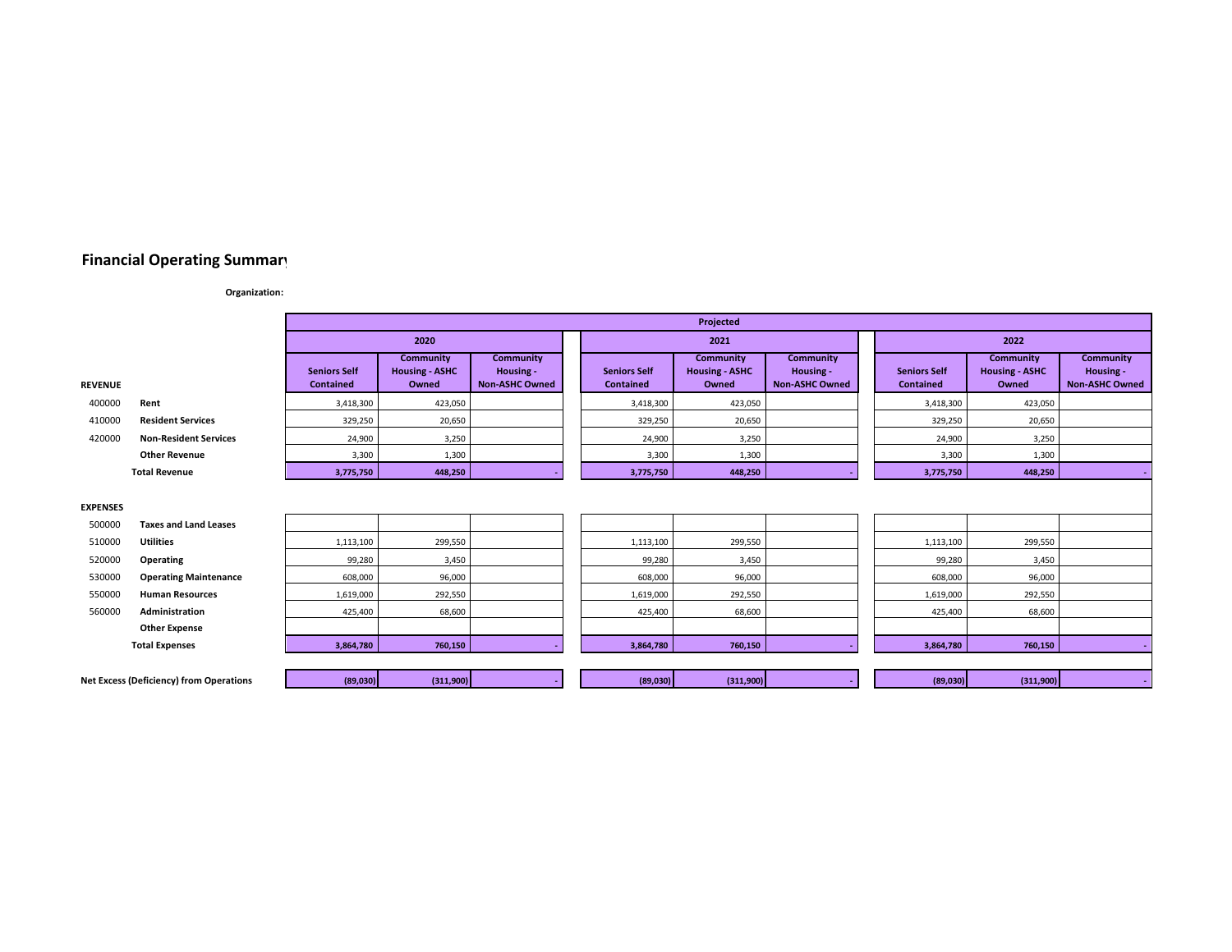## Financial Operating Summary

**Organization:**

| | | Projected | | | | | | | | |
|---|---|---|---|---|---|---|---|---|---|---|
| | | 2020 | | | 2021 | | | 2022 | | |
| **REVENUE** | | **Seniors Self Contained** | **Community Housing - ASHC Owned** | **Community Housing - Non-ASHC Owned** | **Seniors Self Contained** | **Community Housing - ASHC Owned** | **Community Housing - Non-ASHC Owned** | **Seniors Self Contained** | **Community Housing - ASHC Owned** | **Community Housing - Non-ASHC Owned** |
| 400000 | **Rent** | 3,418,300 | 423,050 | | 3,418,300 | 423,050 | | 3,418,300 | 423,050 | |
| 410000 | **Resident Services** | 329,250 | 20,650 | | 329,250 | 20,650 | | 329,250 | 20,650 | |
| 420000 | **Non-Resident Services** | 24,900 | 3,250 | | 24,900 | 3,250 | | 24,900 | 3,250 | |
| | **Other Revenue** | 3,300 | 1,300 | | 3,300 | 1,300 | | 3,300 | 1,300 | |
| | **Total Revenue** | **3,775,750** | **448,250** | **-** | **3,775,750** | **448,250** | **-** | **3,775,750** | **448,250** | **-** |
| **EXPENSES** | | | | | | | | | | |
| 500000 | **Taxes and Land Leases** | | | | | | | | | |
| 510000 | **Utilities** | 1,113,100 | 299,550 | | 1,113,100 | 299,550 | | 1,113,100 | 299,550 | |
| 520000 | **Operating** | 99,280 | 3,450 | | 99,280 | 3,450 | | 99,280 | 3,450 | |
| 530000 | **Operating Maintenance** | 608,000 | 96,000 | | 608,000 | 96,000 | | 608,000 | 96,000 | |
| 550000 | **Human Resources** | 1,619,000 | 292,550 | | 1,619,000 | 292,550 | | 1,619,000 | 292,550 | |
| 560000 | **Administration** | 425,400 | 68,600 | | 425,400 | 68,600 | | 425,400 | 68,600 | |
| | **Other Expense** | | | | | | | | | |
| | **Total Expenses** | **3,864,780** | **760,150** | **-** | **3,864,780** | **760,150** | **-** | **3,864,780** | **760,150** | **-** |
| **Net Excess (Deficiency) from Operations** | | **(89,030)** | **(311,900)** | **-** | **(89,030)** | **(311,900)** | **-** | **(89,030)** | **(311,900)** | **-** |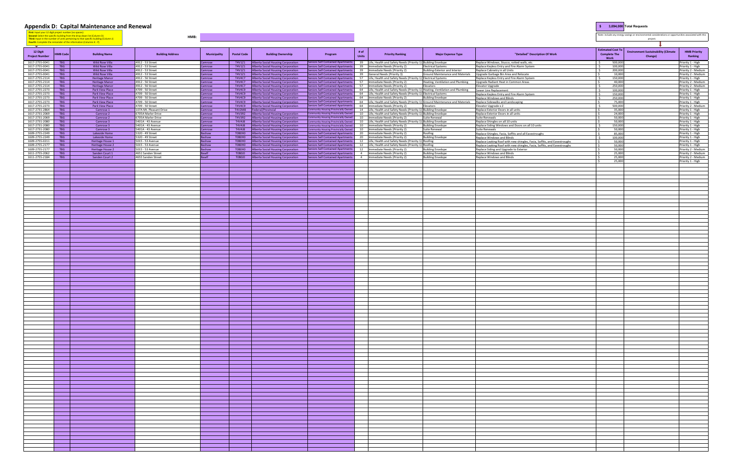# Appendix D: Capital Maintenance and Renewal

**$ 3,094,000 Total Requests**

**First:** Input your 12 digit project number (no spaces)
**Second:** Select the specific building from the drop down list (Column D)
**Third:** Input in the number of units pertaining to that specific building (Column I)
**Fourth:** Complete the remainder of the information (Columns K - P)

HMB:

Note: include any energy savings or environmental considerations or opportunities associated with this project.

| 12 Digit Project Number | HMB Code | Building Name | Building Address | Municipality | Postal Code | Building Ownership | Program | # of Units | Priority Ranking | Major Expense Type | "Detailed" Description Of Work | Estimated Cost To Complete The Work | Environment Sustainability (Climate Change) | HMB Priority Ranking |
|---|---|---|---|---|---|---|---|---|---|---|---|---|---|---|
| 1617-2755-0041 | TBD | Wild Rose Villa | 4912 - 53 Street | Camrose | T4V1Z1 | Alberta Social Housing Corporation | Seniors Self Contained Apartments | 39 | Life, Health and Safety Needs (Priority 1) | Building Envelope | Replace Windows, Stucco, rotted walls, etc. | $ 500,000 | | Priority 1 - High |
| 1617-2755-0041 | TBD | Wild Rose Villa | 4912 - 53 Street | Camrose | T4V1Z1 | Alberta Social Housing Corporation | Seniors Self Contained Apartments | 39 | Immediate Needs (Priority 2) | Electrical Systems | Replace Keyless Entry and Fire Alarm System | $ 100,000 | | Priority 1 - High |
| 1617-2755-0041 | TBD | Wild Rose Villa | 4912 - 53 Street | Camrose | T4V1Z1 | Alberta Social Housing Corporation | Seniors Self Contained Apartments | 39 | Immediate Needs (Priority 2) | Building-Exterior and Interior | Replace Cabinetry in all Units | $ 200,000 | | Priority 2 - Medium |
| 1617-2755-0041 | TBD | Wild Rose Villa | 4912 - 53 Street | Camrose | T4V1Z1 | Alberta Social Housing Corporation | Seniors Self Contained Apartments | 39 | General Needs (Priority 3) | Ground Maintenance and Materials | Upgrade Garbage Bin Area and Relocate | $ 10,000 | | Priority 2 - Medium |
| 1617-2755-2114 | TBD | Heritage Manor | 4912 - 56 Street | Camrose | T4V4C7 | Alberta Social Housing Corporation | Seniors Self Contained Apartments | 57 | Life, Health and Safety Needs (Priority 1) | Electrical Systems | Replace Keyless Entry and Fire Alarm System | $ 150,000 | | Priority 1 - High |
| 1617-2755-2114 | TBD | Heritage Manor | 4912 - 56 Street | Camrose | T4V4C7 | Alberta Social Housing Corporation | Seniors Self Contained Apartments | 57 | Immediate Needs (Priority 2) | Heating, Ventilation and Plumbing | Upgrade Radiant Heat in Common Areas | $ 40,000 | | Priority 2 - Medium |
| 1617-2755-2114 | TBD | Heritage Manor | 4912 - 56 Street | Camrose | T4V4C7 | Alberta Social Housing Corporation | Seniors Self Contained Apartments | 57 | Immediate Needs (Priority 2) | Elevators | Elevator Upgrade | $ 250,000 | | Priority 2 - Medium |
| 1617-2755-2273 | TBD | Park View Place | 4709 - 50 Street | Camrose | T4V4C9 | Alberta Social Housing Corporation | Seniors Self Contained Apartments | 64 | Life, Health and Safety Needs (Priority 1) | Heating, Ventilation and Plumbing | Sewer Line Replacement | $ 100,000 | | Priority 1 - High |
| 1617-2755-2273 | TBD | Park View Place | 4709 - 50 Street | Camrose | T4V4C9 | Alberta Social Housing Corporation | Seniors Self Contained Apartments | 64 | Life, Health and Safety Needs (Priority 1) | Electrical Systems | Replace Keyless Entry and Fire Alarm System | $ 150,000 | | Priority 1 - High |
| 1617-2755-2273 | TBD | Park View Place | 4709 - 50 Street | Camrose | T4V4C9 | Alberta Social Housing Corporation | Seniors Self Contained Apartments | 64 | Immediate Needs (Priority 2) | Building Envelope | Replace Windows and Blinds | $ 250,000 | | Priority 1 - High |
| 1617-2755-2273 | TBD | Park View Place | 4709 - 50 Street | Camrose | T4V4C9 | Alberta Social Housing Corporation | Seniors Self Contained Apartments | 64 | Life, Health and Safety Needs (Priority 1) | Ground Maintenance and Materials | Replace Sidewalks and Landscaping | $ 75,000 | | Priority 1 - High |
| 1617-2755-2273 | TBD | Park View Place | 4709 - 50 Street | Camrose | T4V4C9 | Alberta Social Housing Corporation | Seniors Self Contained Apartments | 64 | Immediate Needs (Priority 2) | Elevators | Elevator Upgrade x 2 | $ 500,000 | | Priority 2 - Medium |
| 1617-2731-2864 | TBD | Camrose 1 | 107A Mt. Pleasant Drive | Camrose | T4V2M8 | Federal/Provincial | Community Housing Provincially Owned | 14 | Life, Health and Safety Needs (Priority 1) | Building Envelope | Replace Exterior Doors in all units | $ 35,000 | | Priority 1 - High |
| 1617-2731-2069 | TBD | Camrose 2 | 6705A Marler Drive | Camrose | T4V3R2 | Alberta Social Housing Corporation | Community Housing Provincially Owned | 10 | Life, Health and Safety Needs (Priority 1) | Building Envelope | Replace Exterior Doors in all units | $ 24,000 | | Priority 1 - High |
| 1617-2731-2069 | TBD | Camrose 2 | 6705A Marler Drive | Camrose | T4V3R2 | Alberta Social Housing Corporation | Community Housing Provincially Owned | 10 | Immediate Needs (Priority 2) | Suite Renewal | Suite Renewals | $ 50,000 | | Priority 1 - High |
| 1617-2731-2080 | TBD | Camrose 3 | 5401A - 43 Avenue | Camrose | T4V4J8 | Alberta Social Housing Corporation | Community Housing Provincially Owned | 10 | Life, Health and Safety Needs (Priority 1) | Building Envelope | Replace Shingles on all 10 units | $ 50,000 | | Priority 1 - High |
| 1617-2731-2080 | TBD | Camrose 3 | 5401A - 43 Avenue | Camrose | T4V4J8 | Alberta Social Housing Corporation | Community Housing Provincially Owned | 10 | Immediate Needs (Priority 2) | Building Envelope | Replace Siding Windows and Doors on all 10 units | $ 150,000 | | Priority 1 - High |
| 1617-2731-2080 | TBD | Camrose 3 | 5401A - 43 Avenue | Camrose | T4V4J8 | Alberta Social Housing Corporation | Community Housing Provincially Owned | 10 | Immediate Needs (Priority 2) | Suite Renewal | Suite Renewals | $ 50,000 | | Priority 1 - High |
| 1609-2755-2249 | TBD | Lakeside Home | 5320 - 49 Street | Bashaw | T0B0H0 | Alberta Social Housing Corporation | Seniors Self Contained Apartments | 20 | Immediate Needs (Priority 2) | Roofing | Replace Shingles, Facia, Soffits and all Eavestroughs | $ 85,000 | | Priority 1 - High |
| 1609-2755-2249 | TBD | Lakeside Home | 5320 - 49 Street | Bashaw | T0B0H0 | Alberta Social Housing Corporation | Seniors Self Contained Apartments | 20 | Immediate Needs (Priority 2) | Building Envelope | Replace Windows and Blinds | $ 100,000 | | Priority 1 - High |
| 1609-2755-0211 | TBD | Heritage House 1 | 5015 - 53 Avenue | Bashaw | T0B0H0 | Alberta Social Housing Corporation | Seniors Self Contained Apartments | 12 | Life, Health and Safety Needs (Priority 1) | Roofing | Replace Leaking Roof with new shingles, Facia, Soffits, and Eavestroughs | $ 50,000 | | Priority 1 - High |
| 1609-2755-2177 | TBD | Heritage House 2 | 5015 - 53 Avenue | Bashaw | T0B0H0 | Alberta Social Housing Corporation | Seniors Self Contained Apartments | 12 | Life, Health and Safety Needs (Priority 1) | Roofing | Replace Leaking Roof with new shingles, Facia, Soffits, and Eavestroughs | $ 50,000 | | Priority 1 - High |
| 1609-2755-2177 | TBD | Heritage House 2 | 5015 - 53 Avenue | Bashaw | T0B0H0 | Alberta Social Housing Corporation | Seniors Self Contained Apartments | 12 | Immediate Needs (Priority 2) | Building Envelope | Replace Siding and Upgrade to Exterior | $ 50,000 | | Priority 2 - Medium |
| 1611-2755-2062 | TBD | Sanden Court 1 | 4651 Sanden Street | Bawlf | T0B0J0 | Alberta Social Housing Corporation | Seniors Self Contained Apartments | 4 | Immediate Needs (Priority 2) | Building Envelope | Replace Windows and Blinds | $ 25,000 | | Priority 2 - Medium |
| 1611-2755-2184 | TBD | Sanden Court 2 | 4655 Sanden Street | Bawlf | T0B0J0 | Alberta Social Housing Corporation | Seniors Self Contained Apartments | 4 | Immediate Needs (Priority 2) | Building Envelope | Replace Windows and Blinds | $ 25,000 | | Priority 2 - Medium |
| | | | | | | | | | | | | $ 25,000 | | Priority 1 - High |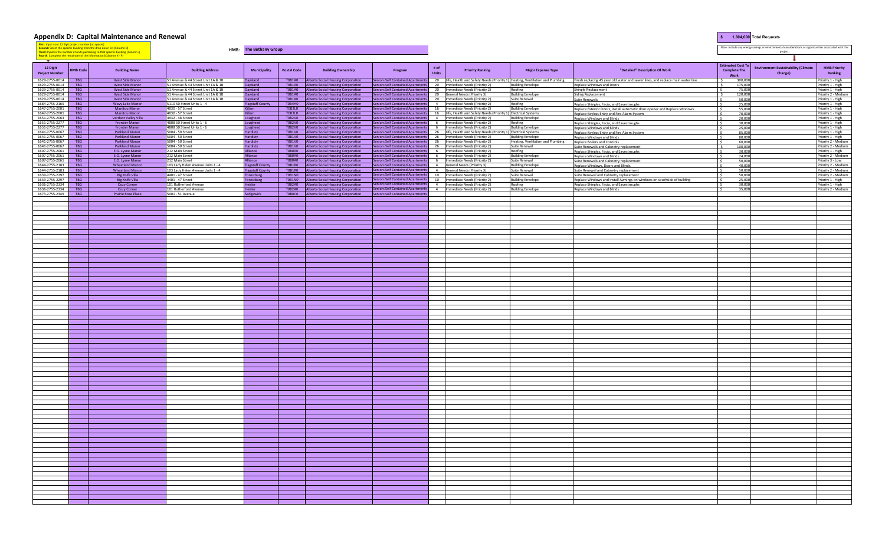## Appendix D: Capital Maintenance and Renewal

**First**: Input your 12 digit project number (no spaces)
**Second**: Select the specific building from the drop down list (Column D)
**Third**: Input in the number of units pertaining to that specific building (Column J)
**Fourth**: Complete the remainder of the information (Columns K - P)

**HMB:** The Bethany Group

**$ 1,604,000 Total Requests**

Note: include any energy savings or environmental considerations or opportunities associated with this project.

| 12 Digit Project Number | HMB Code | Building Name | Building Address | Municipality | Postal Code | Building Ownership | Program | # of Units | Priority Ranking | Major Expense Type | "Detailed" Description Of Work | Estimated Cost To Complete The Work | Environment Sustainability (Climate Change) | HMB Priority Ranking |
|---|---|---|---|---|---|---|---|---|---|---|---|---|---|---|
| 1629-2755-0014 | TBG | West Side Manor | 51 Avenue & 44 Street Unit 1A & 1B | Daysland | T0B1A0 | Alberta Social Housing Corporation | Seniors Self Contained Apartments | 20 | Life, Health and Safety Needs (Priority 1) | Heating, Ventilation and Plumbing | Finish replacing 45 year old water and sewer lines, and replace main water line. | $ 300,000 | | Priority 1 - High |
| 1629-2755-0014 | TBG | West Side Manor | 51 Avenue & 44 Street Unit 1A & 1B | Daysland | T0B1A0 | Alberta Social Housing Corporation | Seniors Self Contained Apartments | 20 | Immediate Needs (Priority 2) | Building Envelope | Replace Windows and Doors | $ 175,000 | | Priority 1 - High |
| 1629-2755-0014 | TBG | West Side Manor | 51 Avenue & 44 Street Unit 1A & 1B | Daysland | T0B1A0 | Alberta Social Housing Corporation | Seniors Self Contained Apartments | 20 | Immediate Needs (Priority 2) | Roofing | Shingle Replacement | $ 75,000 | | Priority 1 - High |
| 1629-2755-0014 | TBG | West Side Manor | 51 Avenue & 44 Street Unit 1A & 1B | Daysland | T0B1A0 | Alberta Social Housing Corporation | Seniors Self Contained Apartments | 20 | General Needs (Priority 3) | Building Envelope | Siding Replacement | $ 120,000 | | Priority 2 - Medium |
| 1629-2755-0014 | TBG | West Side Manor | 51 Avenue & 44 Street Unit 1A & 1B | Daysland | T0B1A0 | Alberta Social Housing Corporation | Seniors Self Contained Apartments | 20 | Immediate Needs (Priority 2) | Suite Renewal | Suite Renewals | $ 50,000 | | Priority 1 - High |
| 1684-2755-2165 | TBG | Wavy Lake Manor | 5110 50 Street Units 1 - 4 | Flagstaff County | T0B4H0 | Alberta Social Housing Corporation | Seniors Self Contained Apartments | 4 | Immediate Needs (Priority 2) | Roofing | Replace Shingles, Facia, and Eavestroughs | $ 25,000 | | Priority 1 - High |
| 1647-2755-2001 | TBG | Manitou Manor | 4030 - 57 Street | Killam | T0B2L0 | Alberta Social Housing Corporation | Seniors Self Contained Apartments | 16 | Immediate Needs (Priority 2) | Building Envelope | Replace Exterior Doors, install automatic door opener and Replace Windows. | $ 55,000 | | Priority 1 - High |
| 1647-2755-2001 | TBG | Manitou Manor | 4030 - 57 Street | Killam | T0B2L0 | Alberta Social Housing Corporation | Seniors Self Contained Apartments | 16 | Life, Health and Safety Needs (Priority 1) | Electrical Systems | Replace Keyless Entry and Fire Alarm System | $ 70,000 | | Priority 1 - High |
| 1651-2755-2063 | TBG | Verdant Valley Villa | 4932 - 48 Street | Lougheed | T0B2V0 | Alberta Social Housing Corporation | Seniors Self Contained Apartments | 4 | Immediate Needs (Priority 2) | Building Envelope | Replace Windows and Blinds | $ 20,000 | | Priority 1 - High |
| 1651-2755-2277 | TBG | Frontier Manor | 4808 50 Street Units 1 - 6 | Lougheed | T0B2V0 | Alberta Social Housing Corporation | Seniors Self Contained Apartments | 6 | Immediate Needs (Priority 2) | Roofing | Replace Shingles, Facia, and Eavestroughs | $ 30,000 | | Priority 1 - High |
| 1651-2755-2277 | TBG | Frontier Manor | 4808 50 Street Units 1 - 6 | Lougheed | T0B2V0 | Alberta Social Housing Corporation | Seniors Self Contained Apartments | 6 | Immediate Needs (Priority 2) | Building Envelope | Replace Windows and Blinds | $ 25,000 | | Priority 1 - High |
| 1641-2755-0067 | TBG | Parkland Manor | 5004 - 50 Street | Hardisty | T0B1V0 | Alberta Social Housing Corporation | Seniors Self Contained Apartments | 26 | Life, Health and Safety Needs (Priority 1) | Electrical Systems | Replace Keyless Entry and Fire Alarm System | $ 85,000 | | Priority 1 - High |
| 1641-2755-0067 | TBG | Parkland Manor | 5004 - 50 Street | Hardisty | T0B1V0 | Alberta Social Housing Corporation | Seniors Self Contained Apartments | 26 | Immediate Needs (Priority 2) | Building Envelope | Replace Windows and Blinds | $ 80,000 | | Priority 1 - High |
| 1641-2755-0067 | TBG | Parkland Manor | 5004 - 50 Street | Hardisty | T0B1V0 | Alberta Social Housing Corporation | Seniors Self Contained Apartments | 26 | Immediate Needs (Priority 2) | Heating, Ventilation and Plumbing | Replace Boilers and Controls | $ 60,000 | | Priority 2 - Medium |
| 1641-2755-0067 | TBG | Parkland Manor | 5004 - 50 Street | Hardisty | T0B1V0 | Alberta Social Housing Corporation | Seniors Self Contained Apartments | 26 | Immediate Needs (Priority 2) | Suite Renewal | Suite Renewals and Cabinetry replacement | $ 100,000 | | Priority 2 - Medium |
| 1607-2755-2061 | TBG | E.O. Lysne Manor | 212 Main Street | Alliance | T0B0A0 | Alberta Social Housing Corporation | Seniors Self Contained Apartments | 6 | Immediate Needs (Priority 2) | Roofing | Replace Shingles, Facia, and Eavestroughs | $ 30,000 | | Priority 1 - High |
| 1607-2755-2061 | TBG | E.O. Lysne Manor | 212 Main Street | Alliance | T0B0A0 | Alberta Social Housing Corporation | Seniors Self Contained Apartments | 6 | Immediate Needs (Priority 2) | Building Envelope | Replace Windows and Blinds | $ 24,000 | | Priority 2 - Medium |
| 1607-2755-2061 | TBG | E.O. Lysne Manor | 212 Main Street | Alliance | T0B0A0 | Alberta Social Housing Corporation | Seniors Self Contained Apartments | 6 | Immediate Needs (Priority 2) | Suite Renewal | Suite Renewals and Cabinetry replacement | $ 50,000 | | Priority 3 - Low |
| 1644-2755-2183 | TBG | Wheatland Manor | 105 Lady Helen Avenue Units 1 - 4 | Flagstaff County | T0B1R0 | Alberta Social Housing Corporation | Seniors Self Contained Apartments | 4 | General Needs (Priority 3) | Building Envelope | Replace Windows, Doors and Blinds. | $ 40,000 | | Priority 2 - Medium |
| 1644-2755-2183 | TBG | Wheatland Manor | 105 Lady Helen Avenue Units 1 - 4 | Flagstaff County | T0B1R0 | Alberta Social Housing Corporation | Seniors Self Contained Apartments | 4 | General Needs (Priority 3) | Suite Renewal | Suite Renewal and Cabinetry replacement | $ 50,000 | | Priority 2 - Medium |
| 1639-2755-2297 | TBG | Big Knife Villa | 4401 - 47 Street | Forestburg | T0B1N0 | Alberta Social Housing Corporation | Seniors Self Contained Apartments | 10 | Immediate Needs (Priority 2) | Suite Renewal | Suite Renewal and Cabinetry replacement | $ 50,000 | | Priority 2 - Medium |
| 1639-2755-2297 | TBG | Big Knife Villa | 4401 - 47 Street | Forestburg | T0B1N0 | Alberta Social Housing Corporation | Seniors Self Contained Apartments | 10 | Immediate Needs (Priority 2) | Building Envelope | Replace Windows and install Awnings on windows on southside of building | $ 25,000 | | Priority 1 - High |
| 1636-2755-2334 | TBG | Cozy Corner | 101 Rutherford Avenue | Heisler | T0B2A0 | Alberta Social Housing Corporation | Seniors Self Contained Apartments | 4 | Immediate Needs (Priority 2) | Roofing | Replace Shingles, Facia, and Eavestroughs | $ 30,000 | | Priority 1 - High |
| 1636-2755-2334 | TBG | Cozy Corner | 101 Rutherford Avenue | Heisler | T0B2A0 | Alberta Social Housing Corporation | Seniors Self Contained Apartments | 4 | Immediate Needs (Priority 2) | Building Envelope | Replace Windows and Blinds | $ 35,000 | | Priority 2 - Medium |
| 1673-2755-2349 | TBG | Prairie Rose Place | 5001 - 51 Avenue | Sedgewick | T0B0C0 | Alberta Social Housing Corporation | Seniors Self Contained Apartments | | | | | | | |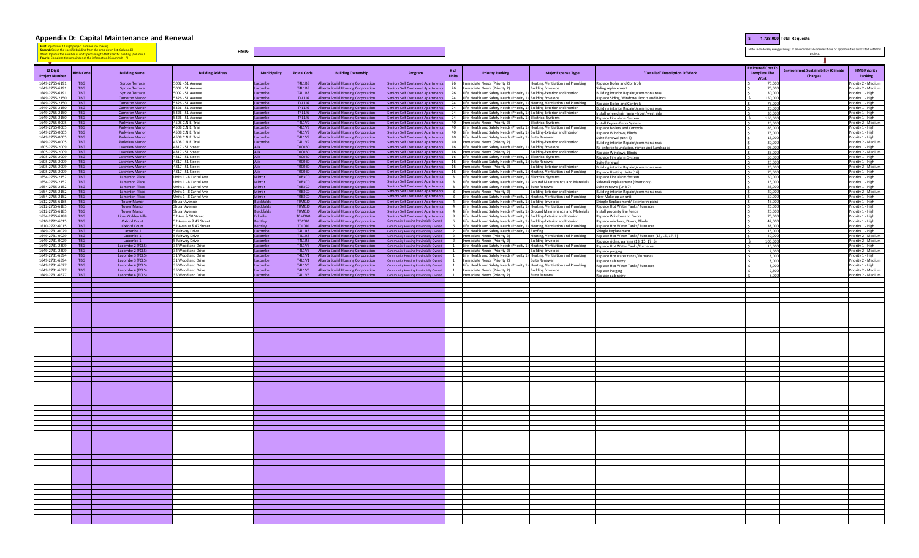## Appendix D: Capital Maintenance and Renewal

**First:** Input your 12 digit project number (no spaces)
**Second:** Select the specific building from the drop down list (Column D)
**Third:** Input in the number of units pertaining to that specific building (Column J)
**Fourth:** Complete the remainder of the information (Columns K - P)

HMB:

**$ 1,738,000 Total Requests**

Note: include any energy savings or environmental considerations or opportunities associated with this project.

| 12 Digit Project Number | HMB Code | Building Name | Building Address | Municipality | Postal Code | Building Ownership | Program | # of Units | Priority Ranking | Major Expense Type | "Detailed" Description Of Work | Estimated Cost To Complete The Work | Environment Sustainability (Climate Change) | HMB Priority Ranking |
|---|---|---|---|---|---|---|---|---|---|---|---|---|---|---|
| 1649-2755-6191 | TBG | Spruce Terrace | 5002 - 51 Avenue | Lacombe | T4L1B8 | Alberta Social Housing Corporation | Seniors Self Contained Apartments | 26 | Immediate Needs (Priority 2) | Heating, Ventilation and Plumbing | Replace Boiler and Controls | $ 75,000 | | Priority 2 - Medium |
| 1649-2755-6191 | TBG | Spruce Terrace | 5002 - 51 Avenue | Lacombe | T4L1B8 | Alberta Social Housing Corporation | Seniors Self Contained Apartments | 26 | Immediate Needs (Priority 2) | Building Envelope | Siding replacement | $ 70,000 | | Priority 2 - Medium |
| 1649-2755-6191 | TBG | Spruce Terrace | 5002 - 51 Avenue | Lacombe | T4L1B8 | Alberta Social Housing Corporation | Seniors Self Contained Apartments | 26 | Immediate Needs (Priority 2) | Building-Exterior and Interior | Building interior Repaint/common areas | $ 30,000 | | Priority 2 - Medium |
| 1649-2755-2150 | TBG | Cameron Manor | 5326 - 51 Avenue | Lacombe | T4L1J6 | Alberta Social Housing Corporation | Seniors Self Contained Apartments | 24 | Life, Health and Safety Needs (Priority 1) | Building Envelope | Replace Siding, Windows, Doors and Blinds | $ 150,000 | | Priority 1 - High |
| 1649-2755-2150 | TBG | Cameron Manor | 5326 - 51 Avenue | Lacombe | T4L1J6 | Alberta Social Housing Corporation | Seniors Self Contained Apartments | 24 | Life, Health and Safety Needs (Priority 1) | Heating, Ventilation and Plumbing | Replace Boiler and Controls | $ 75,000 | | Priority 1 - High |
| 1649-2755-2150 | TBG | Cameron Manor | 5326 - 51 Avenue | Lacombe | T4L1J6 | Alberta Social Housing Corporation | Seniors Self Contained Apartments | 24 | Life, Health and Safety Needs (Priority 1) | Building-Exterior and Interior | Building interior Repaint/common areas | $ 20,000 | | Priority 1 - High |
| 1649-2755-2150 | TBG | Cameron Manor | 5326 - 51 Avenue | Lacombe | T4L1J6 | Alberta Social Housing Corporation | Seniors Self Contained Apartments | 24 | Life, Health and Safety Needs (Priority 1) | Building-Exterior and Interior | Install wheelchair ramp - front/west side | $ 30,000 | | Priority 1 - High |
| 1649-2755-2150 | TBG | Cameron Manor | 5326 - 51 Avenue | Lacombe | T4L1J6 | Alberta Social Housing Corporation | Seniors Self Contained Apartments | 24 | Life, Health and Safety Needs (Priority 1) | Electrical Systems | Replace Fire alarm System | $ 150,000 | | Priority 1 - High |
| 1649-2755-0005 | TBG | Parkview Manor | 4508 C.N.E. Trail | Lacombe | T4L1V9 | Alberta Social Housing Corporation | Seniors Self Contained Apartments | 40 | Immediate Needs (Priority 2) | Electrical Systems | Install Keyless Entry System | $ 20,000 | | Priority 2 - Medium |
| 1649-2755-0005 | TBG | Parkview Manor | 4508 C.N.E. Trail | Lacombe | T4L1V9 | Alberta Social Housing Corporation | Seniors Self Contained Apartments | 40 | Life, Health and Safety Needs (Priority 1) | Heating, Ventilation and Plumbing | Replace Boilers and Controls | $ 85,000 | | Priority 1 - High |
| 1649-2755-0005 | TBG | Parkview Manor | 4508 C.N.E. Trail | Lacombe | T4L1V9 | Alberta Social Housing Corporation | Seniors Self Contained Apartments | 40 | Life, Health and Safety Needs (Priority 1) | Building-Exterior and Interior | Replace Windows, Blinds | $ 75,000 | | Priority 1 - High |
| 1649-2755-0005 | TBG | Parkview Manor | 4508 C.N.E. Trail | Lacombe | T4L1V9 | Alberta Social Housing Corporation | Seniors Self Contained Apartments | 40 | Life, Health and Safety Needs (Priority 1) | Suite Renewal | Suite Renewal (unit 6) | $ 15,000 | | Priority 1 - High |
| 1649-2755-0005 | TBG | Parkview Manor | 4508 C.N.E. Trail | Lacombe | T4L1V9 | Alberta Social Housing Corporation | Seniors Self Contained Apartments | 40 | Immediate Needs (Priority 2) | Building-Exterior and Interior | Building interior Repaint/common areas | $ 30,000 | | Priority 2 - Medium |
| 1605-2755-2009 | TBG | Lakeview Manor | 4817 - 51 Street | Alix | T0C0B0 | Alberta Social Housing Corporation | Seniors Self Contained Apartments | 16 | Life, Health and Safety Needs (Priority 1) | Building Envelope | Re-enforce foundation, ramps and Landscape | $ 95,000 | | Priority 1 - High |
| 1605-2755-2009 | TBG | Lakeview Manor | 4817 - 51 Street | Alix | T0C0B0 | Alberta Social Housing Corporation | Seniors Self Contained Apartments | 16 | Immediate Needs (Priority 2) | Building-Exterior and Interior | Replace Windows, Blinds | $ 35,000 | | Priority 2 - Medium |
| 1605-2755-2009 | TBG | Lakeview Manor | 4817 - 51 Street | Alix | T0C0B0 | Alberta Social Housing Corporation | Seniors Self Contained Apartments | 16 | Life, Health and Safety Needs (Priority 1) | Electrical Systems | Replace Fire alarm System | $ 50,000 | | Priority 1 - High |
| 1605-2755-2009 | TBG | Lakeview Manor | 4817 - 51 Street | Alix | T0C0B0 | Alberta Social Housing Corporation | Seniors Self Contained Apartments | 16 | Life, Health and Safety Needs (Priority 1) | Suite Renewal | Suite Renewal | $ 25,000 | | Priority 1 - High |
| 1605-2755-2009 | TBG | Lakeview Manor | 4817 - 51 Street | Alix | T0C0B0 | Alberta Social Housing Corporation | Seniors Self Contained Apartments | 16 | Immediate Needs (Priority 2) | Building-Exterior and Interior | Building interior Repaint/common areas | $ 20,000 | | Priority 2 - Medium |
| 1605-2755-2009 | TBG | Lakeview Manor | 4817 - 51 Street | Alix | T0C0B0 | Alberta Social Housing Corporation | Seniors Self Contained Apartments | 16 | Life, Health and Safety Needs (Priority 1) | Heating, Ventilation and Plumbing | Replace Heating Units (16) | $ 70,000 | | Priority 1 - High |
| 1654-2755-2152 | TBG | Lamerton Place | Units 1 - 8 Carrol Ave | Mirror | T0B3C0 | Alberta Social Housing Corporation | Seniors Self Contained Apartments | 8 | Life, Health and Safety Needs (Priority 1) | Electrical Systems | Replace Fire alarm System | $ 50,000 | | Priority 1 - High |
| 1654-2755-2152 | TBG | Lamerton Place | Units 1 - 8 Carrol Ave | Mirror | T0B3C0 | Alberta Social Housing Corporation | Seniors Self Contained Apartments | 8 | Life, Health and Safety Needs (Priority 1) | Ground Maintenance and Materials | Sidewalk replacement (front only) | $ 15,000 | | Priority 1 - High |
| 1654-2755-2152 | TBG | Lamerton Place | Units 1 - 8 Carrol Ave | Mirror | T0B3C0 | Alberta Social Housing Corporation | Seniors Self Contained Apartments | 8 | Life, Health and Safety Needs (Priority 1) | Suite Renewal | Suite renewal (unit 7) | $ 25,000 | | Priority 1 - High |
| 1654-2755-2152 | TBG | Lamerton Place | Units 1 - 8 Carrol Ave | Mirror | T0B3C0 | Alberta Social Housing Corporation | Seniors Self Contained Apartments | 8 | Immediate Needs (Priority 2) | Building-Exterior and Interior | Building interior Repaint/common areas | $ 20,000 | | Priority 2 - Medium |
| 1654-2755-2152 | TBG | Lamerton Place | Units 1 - 8 Carrol Ave | Mirror | T0B3C0 | Alberta Social Housing Corporation | Seniors Self Contained Apartments | 8 | Life, Health and Safety Needs (Priority 1) | Heating, Ventilation and Plumbing | New Make up air unit | $ 50,000 | | Priority 1 - High |
| 1612-2755-6185 | TBG | Tower Manor | Shular Avenue | Blackfalds | T0M0J0 | Alberta Social Housing Corporation | Seniors Self Contained Apartments | 4 | Life, Health and Safety Needs (Priority 1) | Building Envelope | Shingle Replacement/ Exterior repaint | $ 45,000 | | Priority 1 - High |
| 1612-2755-6185 | TBG | Tower Manor | Shular Avenue | Blackfalds | T0M0J0 | Alberta Social Housing Corporation | Seniors Self Contained Apartments | 4 | Life, Health and Safety Needs (Priority 1) | Heating, Ventilation and Plumbing | Replace Hot Water Tanks/ Furnaces | $ 26,000 | | Priority 1 - High |
| 1612-2755-6185 | TBG | Tower Manor | Shular Avenue | Blackfalds | T0M0J0 | Alberta Social Housing Corporation | Seniors Self Contained Apartments | 4 | Life, Health and Safety Needs (Priority 1) | Ground Maintenance and Materials | Install property line Fence | $ 20,000 | | Priority 1 - High |
| 1634-2755-6188 | TBG | Lions Golden Villa | 52 Ave & 50 Street | Eckville | T0M0X0 | Alberta Social Housing Corporation | Seniors Self Contained Apartments | 8 | Life, Health and Safety Needs (Priority 1) | Building-Exterior and Interior | Replace Window and Doors | $ 70,000 | | Priority 1 - High |
| 1610-2722-6015 | TBG | Oxford Court | 52 Avenue & 47 Street | Bentley | T0C0J0 | Alberta Social Housing Corporation | Community Housing Provincially Owned | 6 | Life, Health and Safety Needs (Priority 1) | Building-Exterior and Interior | Replace windows, Doors, Blinds | $ 47,000 | | Priority 1 - High |
| 1610-2722-6015 | TBG | Oxford Court | 52 Avenue & 47 Street | Bentley | T0C0J0 | Alberta Social Housing Corporation | Community Housing Provincially Owned | 6 | Life, Health and Safety Needs (Priority 1) | Heating, Ventilation and Plumbing | Replace Hot Water Tanks/ Furnaces | $ 38,000 | | Priority 1 - High |
| 1649-2731-0029 | TBG | Lacombe 1 | 5 Fairway Drive | Lacombe | T4L1R3 | Alberta Social Housing Corporation | Community Housing Provincially Owned | 2 | Life, Health and Safety Needs (Priority 1) | Roofing | Shingle Replacement | $ 15,000 | | Priority 1 - High |
| 1649-2731-0029 | TBG | Lacombe 1 | 5 Fairway Drive | Lacombe | T4L1R3 | Alberta Social Housing Corporation | Community Housing Provincially Owned | 2 | Immediate Needs (Priority 2) | Heating, Ventilation and Plumbing | Replace Hot Water Tanks/ Furnaces (13, 15, 17, 5) | $ 40,000 | | Priority 2 - Medium |
| 1649-2731-0029 | TBG | Lacombe 1 | 5 Fairway Drive | Lacombe | T4L1R3 | Alberta Social Housing Corporation | Community Housing Provincially Owned | 2 | Immediate Needs (Priority 2) | Building Envelope | Replace siding, parging (13, 15, 17, 5) | $ 100,000 | | Priority 2 - Medium |
| 1649-2731-2309 | TBG | Lacombe 2 (FCLS) | 32 Woodland Drive | Lacombe | T4L1V5 | Alberta Social Housing Corporation | Community Housing Provincially Owned | 1 | Life, Health and Safety Needs (Priority 1) | Heating, Ventilation and Plumbing | Replace Hot Water Tanks/Furnaces | $ 10,000 | | Priority 1 - High |
| 1649-2731-2309 | TBG | Lacombe 2 (FCLS) | 32 Woodland Drive | Lacombe | T4L1V5 | Alberta Social Housing Corporation | Community Housing Provincially Owned | 1 | Immediate Needs (Priority 2) | Building Envelope | Replace parging | $ 7,500 | | Priority 2 - Medium |
| 1649-2731-6594 | TBG | Lacombe 3 (FCLS) | 31 Woodland Drive | Lacombe | T4L1V1 | Alberta Social Housing Corporation | Community Housing Provincially Owned | 1 | Life, Health and Safety Needs (Priority 1) | Heating, Ventilation and Plumbing | Replace Hot water tanks/ Furnaces | $ 8,000 | | Priority 1 - High |
| 1649-2731-6594 | TBG | Lacombe 3 (FCLS) | 31 Woodland Drive | Lacombe | T4L1V1 | Alberta Social Housing Corporation | Community Housing Provincially Owned | 1 | Immediate Needs (Priority 2) | Suite Renewal | Replace cabinetry | $ 8,000 | | Priority 2 - Medium |
| 1649-2731-6627 | TBG | Lacombe 4 (FCLS) | 35 Woodland Drive | Lacombe | T4L1V5 | Alberta Social Housing Corporation | Community Housing Provincially Owned | 1 | Life, Health and Safety Needs (Priority 1) | Heating, Ventilation and Plumbing | Replace Hot Water Tanks/ Furnaces | $ 8,000 | | Priority 1 - High |
| 1649-2731-6627 | TBG | Lacombe 4 (FCLS) | 35 Woodland Drive | Lacombe | T4L1V5 | Alberta Social Housing Corporation | Community Housing Provincially Owned | 1 | Immediate Needs (Priority 2) | Building Envelope | Replace Parging | $ 7,500 | | Priority 2 - Medium |
| 1649-2731-6627 | TBG | Lacombe 4 (FCLS) | 35 Woodland Drive | Lacombe | T4L1V5 | Alberta Social Housing Corporation | Community Housing Provincially Owned | 1 | Immediate Needs (Priority 2) | Suite Renewal | Replace cabinetry | $ 8,000 | | Priority 2 - Medium |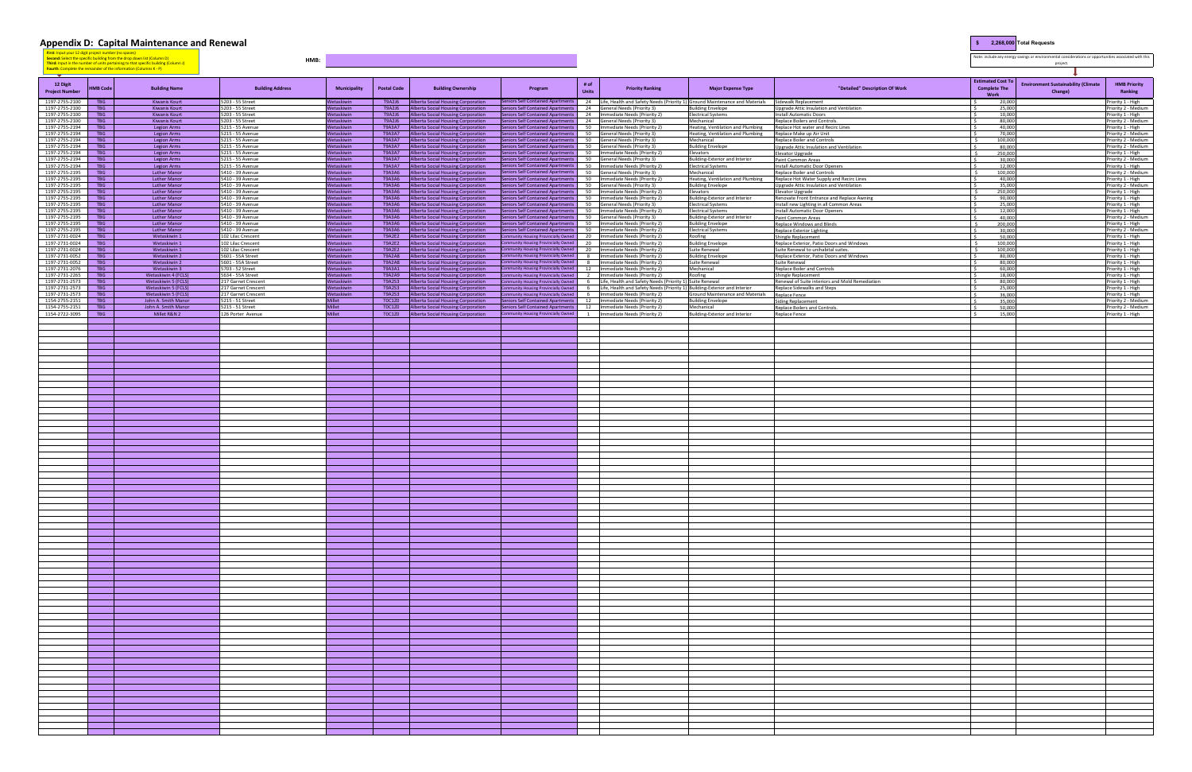# Appendix D: Capital Maintenance and Renewal

**First:** Input your 12 digit project number (no spaces)
**Second:** Select the specific building from the drop down list (Column D)
**Third:** Input in the number of units pertaining to that specific building (Column J)
**Fourth:** Complete the remainder of the information (Columns K - P)

**HMB:**

**$ 2,268,000 Total Requests**

Note: include any energy savings or environmental considerations or opportunities associated with this project.

| 12 Digit Project Number | HMB Code | Building Name | Building Address | Municipality | Postal Code | Building Ownership | Program | # of Units | Priority Ranking | Major Expense Type | "Detailed" Description Of Work | Estimated Cost To Complete The Work | Environment Sustainability (Climate Change) | HMB Priority Ranking |
|---|---|---|---|---|---|---|---|---|---|---|---|---|---|---|
| 1197-2755-2100 | TBG | Kiwanis Kourt | 5203 - 55 Street | Wetaskiwin | T9A2J6 | Alberta Social Housing Corporation | Seniors Self Contained Apartments | 24 | Life, Health and Safety Needs (Priority 1) | Ground Maintenance and Materials | Sidewalk Replacement | $ 20,000 | | Priority 1 - High |
| 1197-2755-2100 | TBG | Kiwanis Kourt | 5203 - 55 Street | Wetaskiwin | T9A2J6 | Alberta Social Housing Corporation | Seniors Self Contained Apartments | 24 | General Needs (Priority 3) | Building Envelope | Upgrade Attic Insulation and Ventilation | $ 25,000 | | Priority 2 - Medium |
| 1197-2755-2100 | TBG | Kiwanis Kourt | 5203 - 55 Street | Wetaskiwin | T9A2J6 | Alberta Social Housing Corporation | Seniors Self Contained Apartments | 24 | Immediate Needs (Priority 2) | Electrical Systems | Install Automatic Doors | $ 10,000 | | Priority 1 - High |
| 1197-2755-2100 | TBG | Kiwanis Kourt | 5203 - 55 Street | Wetaskiwin | T9A2J6 | Alberta Social Housing Corporation | Seniors Self Contained Apartments | 24 | General Needs (Priority 3) | Mechanical | Replace Boilers and Controls | $ 80,000 | | Priority 2 - Medium |
| 1197-2755-2194 | TBG | Legion Arms | 5215 - 55 Avenue | Wetaskiwin | T9A3A7 | Alberta Social Housing Corporation | Seniors Self Contained Apartments | 50 | Immediate Needs (Priority 2) | Heating, Ventilation and Plumbing | Replace Hot water and Recirc Lines | $ 40,000 | | Priority 1 - High |
| 1197-2755-2194 | TBG | Legion Arms | 5215 - 55 Avenue | Wetaskiwin | T9A3A7 | Alberta Social Housing Corporation | Seniors Self Contained Apartments | 50 | General Needs (Priority 3) | Heating, Ventilation and Plumbing | Replace Make up Air Unit | $ 70,000 | | Priority 2 - Medium |
| 1197-2755-2194 | TBG | Legion Arms | 5215 - 55 Avenue | Wetaskiwin | T9A3A7 | Alberta Social Housing Corporation | Seniors Self Contained Apartments | 50 | General Needs (Priority 3) | Mechanical | Replace Boiler and Controls | $ 100,000 | | Priority 2 - Medium |
| 1197-2755-2194 | TBG | Legion Arms | 5215 - 55 Avenue | Wetaskiwin | T9A3A7 | Alberta Social Housing Corporation | Seniors Self Contained Apartments | 50 | General Needs (Priority 3) | Building Envelope | Upgrade Attic Insulation and Ventilation | $ 80,000 | | Priority 2 - Medium |
| 1197-2755-2194 | TBG | Legion Arms | 5215 - 55 Avenue | Wetaskiwin | T9A3A7 | Alberta Social Housing Corporation | Seniors Self Contained Apartments | 50 | Immediate Needs (Priority 2) | Elevators | Elevator Upgrade | $ 250,000 | | Priority 1 - High |
| 1197-2755-2194 | TBG | Legion Arms | 5215 - 55 Avenue | Wetaskiwin | T9A3A7 | Alberta Social Housing Corporation | Seniors Self Contained Apartments | 50 | General Needs (Priority 3) | Building-Exterior and Interior | Paint Common Areas | $ 30,000 | | Priority 2 - Medium |
| 1197-2755-2194 | TBG | Legion Arms | 5215 - 55 Avenue | Wetaskiwin | T9A3A7 | Alberta Social Housing Corporation | Seniors Self Contained Apartments | 50 | Immediate Needs (Priority 2) | Electrical Systems | Install Automatic Door Openers | $ 12,000 | | Priority 1 - High |
| 1197-2755-2195 | TBG | Luther Manor | 5410 - 39 Avenue | Wetaskiwin | T9A3A6 | Alberta Social Housing Corporation | Seniors Self Contained Apartments | 50 | General Needs (Priority 3) | Mechanical | Replace Boiler and Controls | $ 100,000 | | Priority 2 - Medium |
| 1197-2755-2195 | TBG | Luther Manor | 5410 - 39 Avenue | Wetaskiwin | T9A3A6 | Alberta Social Housing Corporation | Seniors Self Contained Apartments | 50 | Immediate Needs (Priority 2) | Heating, Ventilation and Plumbing | Replace Hot Water Supply and Recirc Lines | $ 40,000 | | Priority 1 - High |
| 1197-2755-2195 | TBG | Luther Manor | 5410 - 39 Avenue | Wetaskiwin | T9A3A6 | Alberta Social Housing Corporation | Seniors Self Contained Apartments | 50 | General Needs (Priority 3) | Building Envelope | Upgrade Attic Insulation and Ventilation | $ 35,000 | | Priority 2 - Medium |
| 1197-2755-2195 | TBG | Luther Manor | 5410 - 39 Avenue | Wetaskiwin | T9A3A6 | Alberta Social Housing Corporation | Seniors Self Contained Apartments | 50 | Immediate Needs (Priority 2) | Elevators | Elevator Upgrade | $ 250,000 | | Priority 1 - High |
| 1197-2755-2195 | TBG | Luther Manor | 5410 - 39 Avenue | Wetaskiwin | T9A3A6 | Alberta Social Housing Corporation | Seniors Self Contained Apartments | 50 | Immediate Needs (Priority 2) | Building-Exterior and Interior | Renovate Front Entrance and Replace Awning | $ 90,000 | | Priority 1 - High |
| 1197-2755-2195 | TBG | Luther Manor | 5410 - 39 Avenue | Wetaskiwin | T9A3A6 | Alberta Social Housing Corporation | Seniors Self Contained Apartments | 50 | General Needs (Priority 3) | Electrical Systems | Install new Lighting in all Common Areas | $ 25,000 | | Priority 1 - High |
| 1197-2755-2195 | TBG | Luther Manor | 5410 - 39 Avenue | Wetaskiwin | T9A3A6 | Alberta Social Housing Corporation | Seniors Self Contained Apartments | 50 | Immediate Needs (Priority 2) | Electrical Systems | Install Automatic Door Openers | $ 12,000 | | Priority 1 - High |
| 1197-2755-2195 | TBG | Luther Manor | 5410 - 39 Avenue | Wetaskiwin | T9A3A6 | Alberta Social Housing Corporation | Seniors Self Contained Apartments | 50 | General Needs (Priority 3) | Building-Exterior and Interior | Paint Common Areas | $ 40,000 | | Priority 2 - Medium |
| 1197-2755-2195 | TBG | Luther Manor | 5410 - 39 Avenue | Wetaskiwin | T9A3A6 | Alberta Social Housing Corporation | Seniors Self Contained Apartments | 50 | Immediate Needs (Priority 2) | Building Envelope | Replace Windows and Blinds | $ 200,000 | | Priority 1 - High |
| 1197-2755-2195 | TBG | Luther Manor | 5410 - 39 Avenue | Wetaskiwin | T9A3A6 | Alberta Social Housing Corporation | Seniors Self Contained Apartments | 50 | Immediate Needs (Priority 2) | Electrical Systems | Replace Exterior Lighting | $ 30,000 | | Priority 2 - Medium |
| 1197-2731-0024 | TBG | Wetaskiwin 1 | 102 Lilac Crescent | Wetaskiwin | T9A2E2 | Alberta Social Housing Corporation | Community Housing Provincially Owned | 20 | Immediate Needs (Priority 2) | Roofing | Shingle Replacement | $ 50,000 | | Priority 1 - High |
| 1197-2731-0024 | TBG | Wetaskiwin 1 | 102 Lilac Crescent | Wetaskiwin | T9A2E2 | Alberta Social Housing Corporation | Community Housing Provincially Owned | 20 | Immediate Needs (Priority 2) | Building Envelope | Replace Exterior, Patio Doors and Windows | $ 100,000 | | Priority 1 - High |
| 1197-2731-0024 | TBG | Wetaskiwin 1 | 102 Lilac Crescent | Wetaskiwin | T9A2E2 | Alberta Social Housing Corporation | Community Housing Provincially Owned | 20 | Immediate Needs (Priority 2) | Suite Renewal | Suite Renewal to uninhabital suites. | $ 100,000 | | Priority 1 - High |
| 1197-2731-0052 | TBG | Wetaskiwin 2 | 5601 - 55A Street | Wetaskiwin | T9A2A8 | Alberta Social Housing Corporation | Community Housing Provincially Owned | 8 | Immediate Needs (Priority 2) | Building Envelope | Replace Exterior, Patio Doors and Windows | $ 80,000 | | Priority 1 - High |
| 1197-2731-0052 | TBG | Wetaskiwin 2 | 5601 - 55A Street | Wetaskiwin | T9A2A8 | Alberta Social Housing Corporation | Community Housing Provincially Owned | 8 | Immediate Needs (Priority 2) | Suite Renewal | Suite Renewal | $ 80,000 | | Priority 1 - High |
| 1197-2731-2076 | TBG | Wetaskiwin 3 | 5703 - 52 Street | Wetaskiwin | T9A3A1 | Alberta Social Housing Corporation | Community Housing Provincially Owned | 12 | Immediate Needs (Priority 2) | Mechanical | Replace Boiler and Controls | $ 60,000 | | Priority 1 - High |
| 1197-2731-2265 | TBG | Wetaskiwin 4 (FCLS) | 5634 - 55A Street | Wetaskiwin | T9A2A9 | Alberta Social Housing Corporation | Community Housing Provincially Owned | 2 | Immediate Needs (Priority 2) | Roofing | Shingle Replacement | $ 18,000 | | Priority 1 - High |
| 1197-2731-2573 | TBG | Wetaskiwin 5 (FCLS) | 217 Garnet Crescent | Wetaskiwin | T9A2S3 | Alberta Social Housing Corporation | Community Housing Provincially Owned | 6 | Life, Health and Safety Needs (Priority 1) | Suite Renewal | Renewal of Suite interiors and Mold Remediation | $ 80,000 | | Priority 1 - High |
| 1197-2731-2573 | TBG | Wetaskiwin 5 (FCLS) | 217 Garnet Crescent | Wetaskiwin | T9A2S3 | Alberta Social Housing Corporation | Community Housing Provincially Owned | 6 | Life, Health and Safety Needs (Priority 1) | Building-Exterior and Interior | Replace Sidewalks and Steps | $ 25,000 | | Priority 1 - High |
| 1197-2731-2573 | TBG | Wetaskiwin 5 (FCLS) | 217 Garnet Crescent | Wetaskiwin | T9A2S3 | Alberta Social Housing Corporation | Community Housing Provincially Owned | 6 | Immediate Needs (Priority 2) | Ground Maintenance and Materials | Replace Fence | $ 36,000 | | Priority 1 - High |
| 1154-2755-2151 | TBG | John A. Smith Manor | 5215 - 51 Street | Millet | T0C1Z0 | Alberta Social Housing Corporation | Seniors Self Contained Apartments | 12 | Immediate Needs (Priority 2) | Building Envelope | Siding Replacement | $ 35,000 | | Priority 2 - Medium |
| 1154-2755-2151 | TBG | John A. Smith Manor | 5215 - 51 Street | Millet | T0C1Z0 | Alberta Social Housing Corporation | Seniors Self Contained Apartments | 12 | Immediate Needs (Priority 2) | Mechanical | Replace Boilers and Controls. | $ 50,000 | | Priority 2 - Medium |
| 1154-2722-3095 | TBG | Millet R&N 2 | 126 Porter Avenue | Millet | T0C1Z0 | Alberta Social Housing Corporation | Community Housing Provincially Owned | 1 | Immediate Needs (Priority 2) | Building-Exterior and Interior | Replace Fence | $ 15,000 | | Priority 1 - High |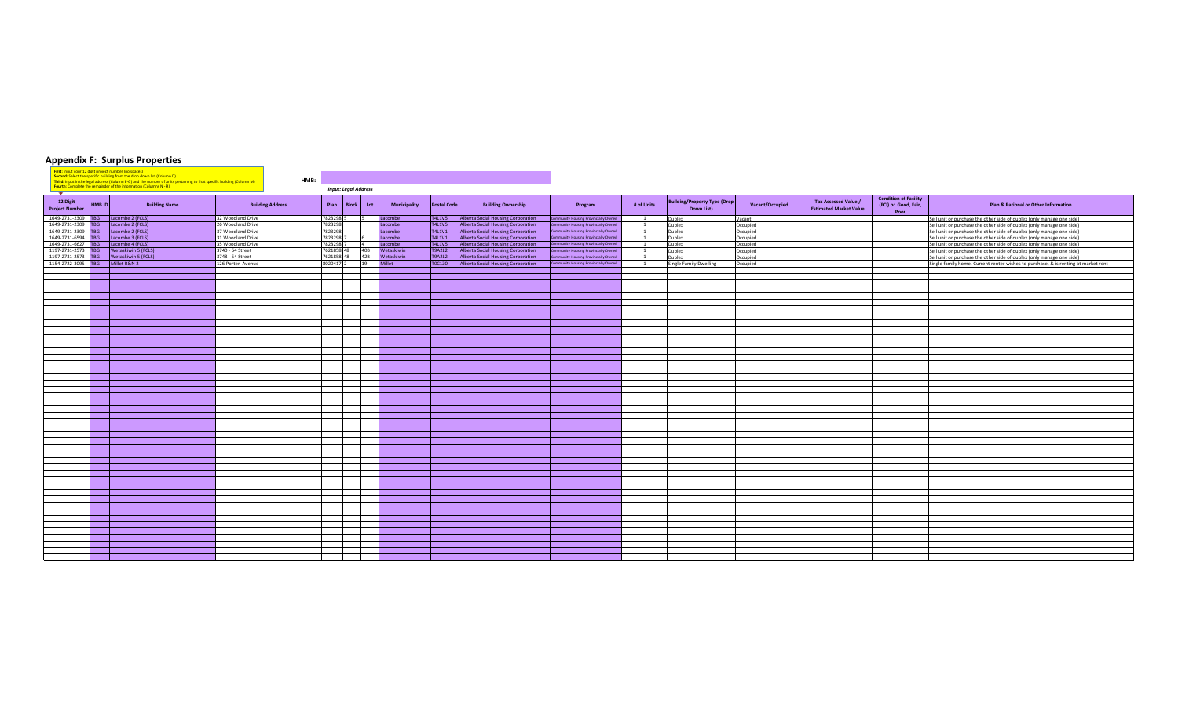## Appendix F: Surplus Properties

**First:** Input your 12 digit project number (no spaces)
**Second:** Select the specific building from the drop down list (Column D)
**Third:** Input in the legal address (Column E-G) and the number of units pertaining to that specific building (Column M)
**Fourth:** Complete the remainder of the information (Columns N - R)

HMB:

*Input: Legal Address*

| 12 Digit Project Number | HMB ID | Building Name | Building Address | Plan | Block | Lot | Municipality | Postal Code | Building Ownership | Program | # of Units | Building/Property Type (Drop Down List) | Vacant/Occupied | Tax Assessed Value / Estimated Market Value | Condition of Facility (FCI) or Good, Fair, Poor | Plan & Rational or Other Information |
|---|---|---|---|---|---|---|---|---|---|---|---|---|---|---|---|---|
| 1649-2731-2309 | TBG | Lacombe 2 (FCLS) | 32 Woodland Drive | 7823298 | 5 | 5 | Lacombe | T4L1V5 | Alberta Social Housing Corporation | Community Housing Provincially Owned | 1 | Duplex | Vacant | | | Sell unit or purchase the other side of duplex (only manage one side) |
| 1649-2731-2309 | TBG | Lacombe 2 (FCLS) | 26 Woodland Drive | 7823298 | | | Lacombe | T4L1V5 | Alberta Social Housing Corporation | Community Housing Provincially Owned | 1 | Duplex | Occupied | | | Sell unit or purchase the other side of duplex (only manage one side) |
| 1649-2731-2309 | TBG | Lacombe 2 (FCLS) | 37 Woodland Drive | 7823298 | | | Lacombe | T4L1V1 | Alberta Social Housing Corporation | Community Housing Provincially Owned | 1 | Duplex | Occupied | | | Sell unit or purchase the other side of duplex (only manage one side) |
| 1649-2731-6594 | TBG | Lacombe 3 (FCLS) | 31 Woodland Drive | 7823298 | 7 | 6 | Lacombe | T4L1V1 | Alberta Social Housing Corporation | Community Housing Provincially Owned | 1 | Duplex | Occupied | | | Sell unit or purchase the other side of duplex (only manage one side) |
| 1649-2731-6627 | TBG | Lacombe 4 (FCLS) | 35 Woodland Drive | 7823298 | 7 | 4 | Lacombe | T4L1V5 | Alberta Social Housing Corporation | Community Housing Provincially Owned | 1 | Duplex | Occupied | | | Sell unit or purchase the other side of duplex (only manage one side) |
| 1197-2731-2573 | TBG | Wetaskiwin 5 (FCLS) | 3740 - 54 Street | 7621858 | 48 | 40B | Wetaskiwin | T9A2L2 | Alberta Social Housing Corporation | Community Housing Provincially Owned | 1 | Duplex | Occupied | | | Sell unit or purchase the other side of duplex (only manage one side) |
| 1197-2731-2573 | TBG | Wetaskiwin 5 (FCLS) | 3748 - 54 Street | 7621858 | 48 | 42B | Wetaskiwin | T9A2L2 | Alberta Social Housing Corporation | Community Housing Provincially Owned | 1 | Duplex | Occupied | | | Sell unit or purchase the other side of duplex (only manage one side) |
| 1154-2722-3095 | TBG | Millet R&N 2 | 126 Porter Avenue | 8020417 | 2 | 19 | Millet | T0C1Z0 | Alberta Social Housing Corporation | Community Housing Provincially Owned | 1 | Single Family Dwelling | Occupied | | | Single family home. Current renter wishes to purchase, & is renting at market rent |